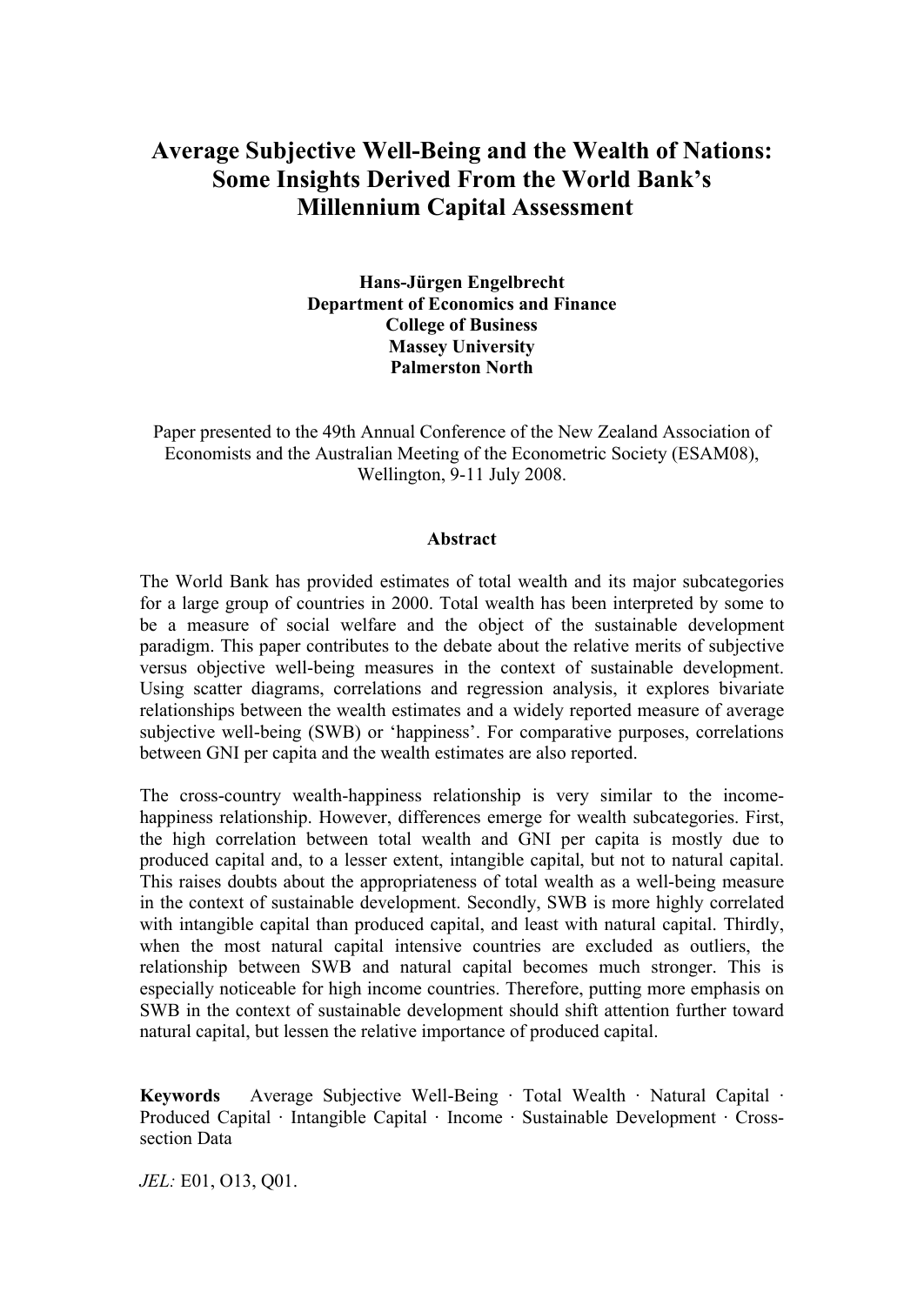# Average Subjective Well-Being and the Wealth of Nations: Some Insights Derived From the World Bank's Millennium Capital Assessment

**Hans-Jürgen Engelbrecht**
**Department of Economics and Finance**
**College of Business**
**Massey University**
**Palmerston North**

Paper presented to the 49th Annual Conference of the New Zealand Association of Economists and the Australian Meeting of the Econometric Society (ESAM08), Wellington, 9-11 July 2008.

## Abstract

The World Bank has provided estimates of total wealth and its major subcategories for a large group of countries in 2000. Total wealth has been interpreted by some to be a measure of social welfare and the object of the sustainable development paradigm. This paper contributes to the debate about the relative merits of subjective versus objective well-being measures in the context of sustainable development. Using scatter diagrams, correlations and regression analysis, it explores bivariate relationships between the wealth estimates and a widely reported measure of average subjective well-being (SWB) or 'happiness'. For comparative purposes, correlations between GNI per capita and the wealth estimates are also reported.

The cross-country wealth-happiness relationship is very similar to the income-happiness relationship. However, differences emerge for wealth subcategories. First, the high correlation between total wealth and GNI per capita is mostly due to produced capital and, to a lesser extent, intangible capital, but not to natural capital. This raises doubts about the appropriateness of total wealth as a well-being measure in the context of sustainable development. Secondly, SWB is more highly correlated with intangible capital than produced capital, and least with natural capital. Thirdly, when the most natural capital intensive countries are excluded as outliers, the relationship between SWB and natural capital becomes much stronger. This is especially noticeable for high income countries. Therefore, putting more emphasis on SWB in the context of sustainable development should shift attention further toward natural capital, but lessen the relative importance of produced capital.

**Keywords** Average Subjective Well-Being · Total Wealth · Natural Capital · Produced Capital · Intangible Capital · Income · Sustainable Development · Cross-section Data

*JEL:* E01, O13, Q01.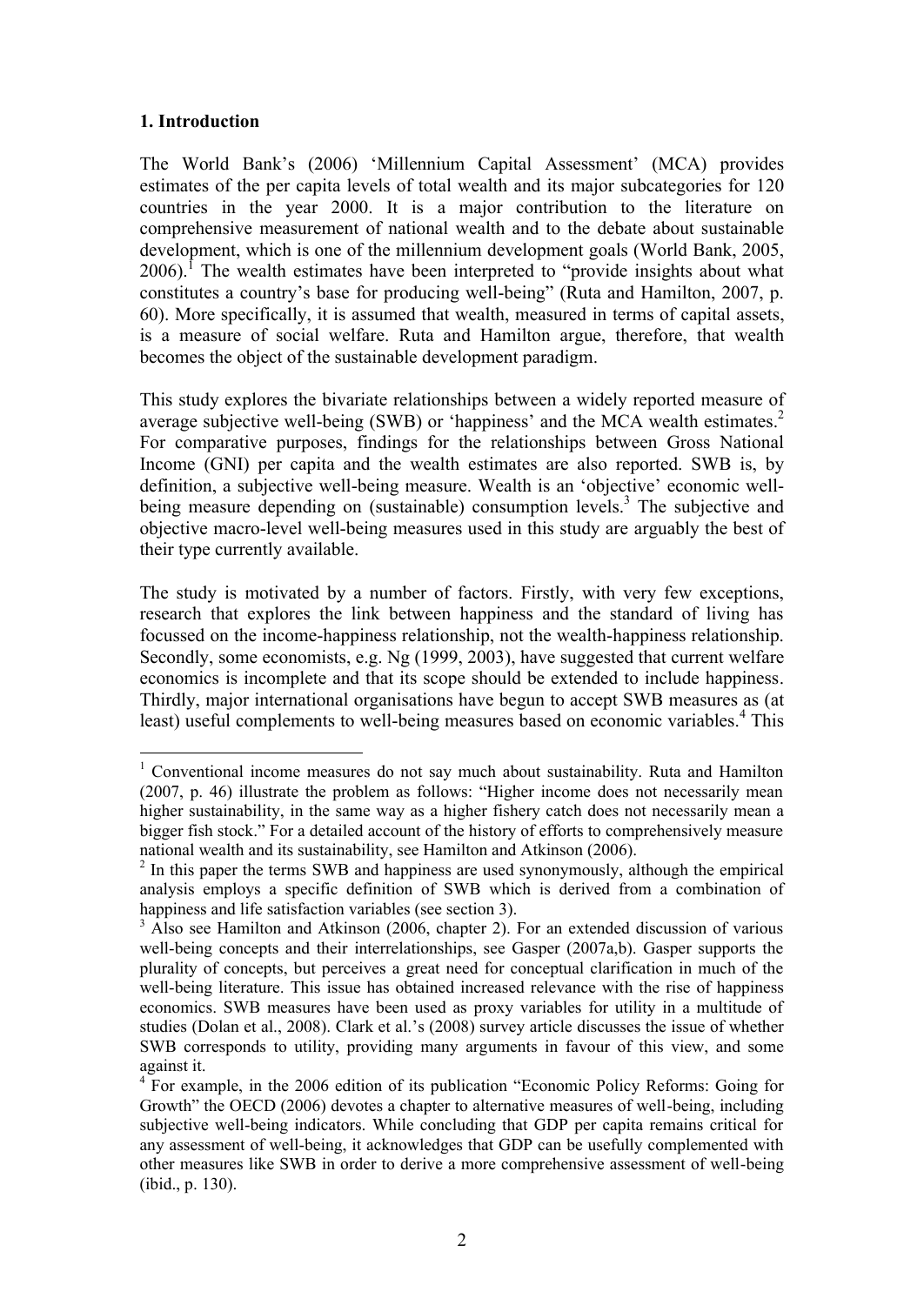## 1. Introduction

The World Bank's (2006) 'Millennium Capital Assessment' (MCA) provides estimates of the per capita levels of total wealth and its major subcategories for 120 countries in the year 2000. It is a major contribution to the literature on comprehensive measurement of national wealth and to the debate about sustainable development, which is one of the millennium development goals (World Bank, 2005, 2006).[1] The wealth estimates have been interpreted to "provide insights about what constitutes a country's base for producing well-being" (Ruta and Hamilton, 2007, p. 60). More specifically, it is assumed that wealth, measured in terms of capital assets, is a measure of social welfare. Ruta and Hamilton argue, therefore, that wealth becomes the object of the sustainable development paradigm.

This study explores the bivariate relationships between a widely reported measure of average subjective well-being (SWB) or 'happiness' and the MCA wealth estimates.[2] For comparative purposes, findings for the relationships between Gross National Income (GNI) per capita and the wealth estimates are also reported. SWB is, by definition, a subjective well-being measure. Wealth is an 'objective' economic well-being measure depending on (sustainable) consumption levels.[3] The subjective and objective macro-level well-being measures used in this study are arguably the best of their type currently available.

The study is motivated by a number of factors. Firstly, with very few exceptions, research that explores the link between happiness and the standard of living has focussed on the income-happiness relationship, not the wealth-happiness relationship. Secondly, some economists, e.g. Ng (1999, 2003), have suggested that current welfare economics is incomplete and that its scope should be extended to include happiness. Thirdly, major international organisations have begun to accept SWB measures as (at least) useful complements to well-being measures based on economic variables.[4] This

---

[1] Conventional income measures do not say much about sustainability. Ruta and Hamilton (2007, p. 46) illustrate the problem as follows: "Higher income does not necessarily mean higher sustainability, in the same way as a higher fishery catch does not necessarily mean a bigger fish stock." For a detailed account of the history of efforts to comprehensively measure national wealth and its sustainability, see Hamilton and Atkinson (2006).

[2] In this paper the terms SWB and happiness are used synonymously, although the empirical analysis employs a specific definition of SWB which is derived from a combination of happiness and life satisfaction variables (see section 3).

[3] Also see Hamilton and Atkinson (2006, chapter 2). For an extended discussion of various well-being concepts and their interrelationships, see Gasper (2007a,b). Gasper supports the plurality of concepts, but perceives a great need for conceptual clarification in much of the well-being literature. This issue has obtained increased relevance with the rise of happiness economics. SWB measures have been used as proxy variables for utility in a multitude of studies (Dolan et al., 2008). Clark et al.'s (2008) survey article discusses the issue of whether SWB corresponds to utility, providing many arguments in favour of this view, and some against it.

[4] For example, in the 2006 edition of its publication "Economic Policy Reforms: Going for Growth" the OECD (2006) devotes a chapter to alternative measures of well-being, including subjective well-being indicators. While concluding that GDP per capita remains critical for any assessment of well-being, it acknowledges that GDP can be usefully complemented with other measures like SWB in order to derive a more comprehensive assessment of well-being (ibid., p. 130).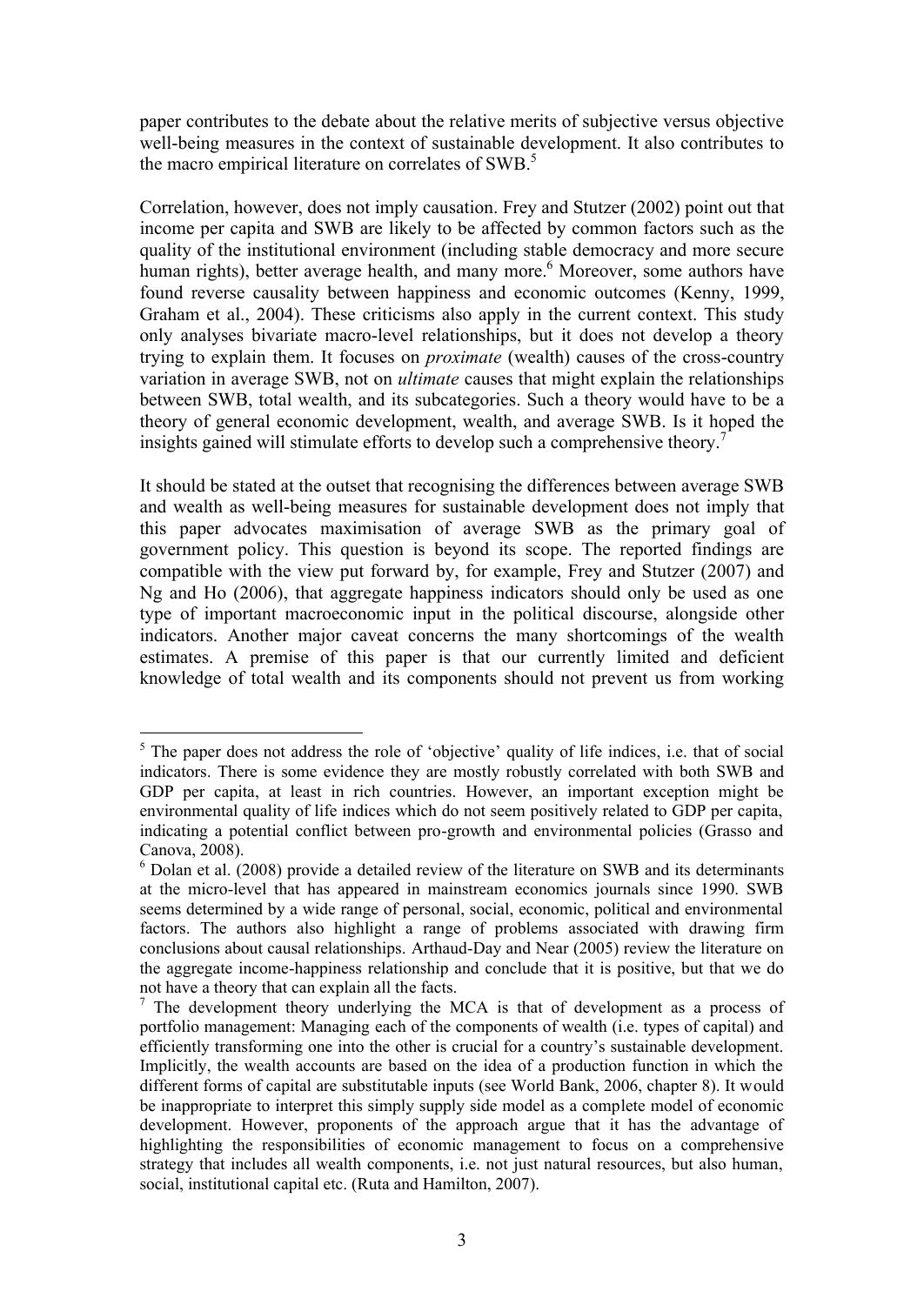paper contributes to the debate about the relative merits of subjective versus objective well-being measures in the context of sustainable development. It also contributes to the macro empirical literature on correlates of SWB.[5]

Correlation, however, does not imply causation. Frey and Stutzer (2002) point out that income per capita and SWB are likely to be affected by common factors such as the quality of the institutional environment (including stable democracy and more secure human rights), better average health, and many more.[6] Moreover, some authors have found reverse causality between happiness and economic outcomes (Kenny, 1999, Graham et al., 2004). These criticisms also apply in the current context. This study only analyses bivariate macro-level relationships, but it does not develop a theory trying to explain them. It focuses on *proximate* (wealth) causes of the cross-country variation in average SWB, not on *ultimate* causes that might explain the relationships between SWB, total wealth, and its subcategories. Such a theory would have to be a theory of general economic development, wealth, and average SWB. Is it hoped the insights gained will stimulate efforts to develop such a comprehensive theory.[7]

It should be stated at the outset that recognising the differences between average SWB and wealth as well-being measures for sustainable development does not imply that this paper advocates maximisation of average SWB as the primary goal of government policy. This question is beyond its scope. The reported findings are compatible with the view put forward by, for example, Frey and Stutzer (2007) and Ng and Ho (2006), that aggregate happiness indicators should only be used as one type of important macroeconomic input in the political discourse, alongside other indicators. Another major caveat concerns the many shortcomings of the wealth estimates. A premise of this paper is that our currently limited and deficient knowledge of total wealth and its components should not prevent us from working

---

[5] The paper does not address the role of 'objective' quality of life indices, i.e. that of social indicators. There is some evidence they are mostly robustly correlated with both SWB and GDP per capita, at least in rich countries. However, an important exception might be environmental quality of life indices which do not seem positively related to GDP per capita, indicating a potential conflict between pro-growth and environmental policies (Grasso and Canova, 2008).

[6] Dolan et al. (2008) provide a detailed review of the literature on SWB and its determinants at the micro-level that has appeared in mainstream economics journals since 1990. SWB seems determined by a wide range of personal, social, economic, political and environmental factors. The authors also highlight a range of problems associated with drawing firm conclusions about causal relationships. Arthaud-Day and Near (2005) review the literature on the aggregate income-happiness relationship and conclude that it is positive, but that we do not have a theory that can explain all the facts.

[7] The development theory underlying the MCA is that of development as a process of portfolio management: Managing each of the components of wealth (i.e. types of capital) and efficiently transforming one into the other is crucial for a country's sustainable development. Implicitly, the wealth accounts are based on the idea of a production function in which the different forms of capital are substitutable inputs (see World Bank, 2006, chapter 8). It would be inappropriate to interpret this simply supply side model as a complete model of economic development. However, proponents of the approach argue that it has the advantage of highlighting the responsibilities of economic management to focus on a comprehensive strategy that includes all wealth components, i.e. not just natural resources, but also human, social, institutional capital etc. (Ruta and Hamilton, 2007).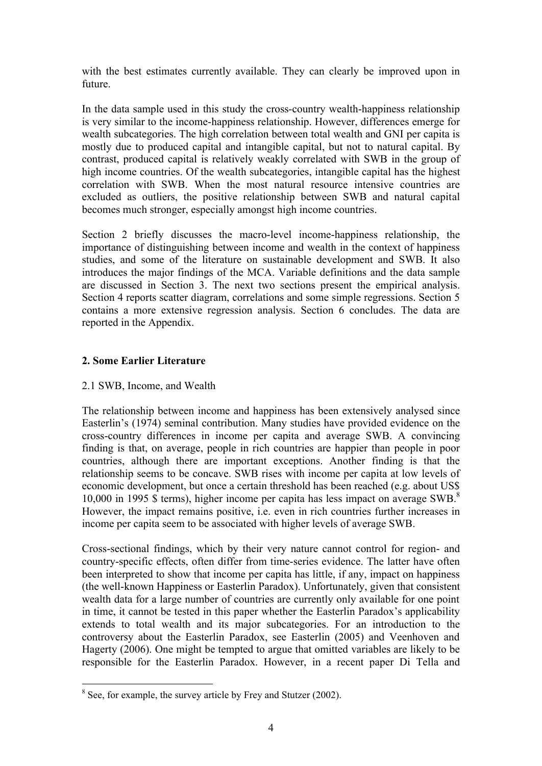with the best estimates currently available. They can clearly be improved upon in future.

In the data sample used in this study the cross-country wealth-happiness relationship is very similar to the income-happiness relationship. However, differences emerge for wealth subcategories. The high correlation between total wealth and GNI per capita is mostly due to produced capital and intangible capital, but not to natural capital. By contrast, produced capital is relatively weakly correlated with SWB in the group of high income countries. Of the wealth subcategories, intangible capital has the highest correlation with SWB. When the most natural resource intensive countries are excluded as outliers, the positive relationship between SWB and natural capital becomes much stronger, especially amongst high income countries.

Section 2 briefly discusses the macro-level income-happiness relationship, the importance of distinguishing between income and wealth in the context of happiness studies, and some of the literature on sustainable development and SWB. It also introduces the major findings of the MCA. Variable definitions and the data sample are discussed in Section 3. The next two sections present the empirical analysis. Section 4 reports scatter diagram, correlations and some simple regressions. Section 5 contains a more extensive regression analysis. Section 6 concludes. The data are reported in the Appendix.

## 2. Some Earlier Literature

### 2.1 SWB, Income, and Wealth

The relationship between income and happiness has been extensively analysed since Easterlin's (1974) seminal contribution. Many studies have provided evidence on the cross-country differences in income per capita and average SWB. A convincing finding is that, on average, people in rich countries are happier than people in poor countries, although there are important exceptions. Another finding is that the relationship seems to be concave. SWB rises with income per capita at low levels of economic development, but once a certain threshold has been reached (e.g. about US$ 10,000 in 1995 $ terms), higher income per capita has less impact on average SWB.[8] However, the impact remains positive, i.e. even in rich countries further increases in income per capita seem to be associated with higher levels of average SWB.

Cross-sectional findings, which by their very nature cannot control for region- and country-specific effects, often differ from time-series evidence. The latter have often been interpreted to show that income per capita has little, if any, impact on happiness (the well-known Happiness or Easterlin Paradox). Unfortunately, given that consistent wealth data for a large number of countries are currently only available for one point in time, it cannot be tested in this paper whether the Easterlin Paradox's applicability extends to total wealth and its major subcategories. For an introduction to the controversy about the Easterlin Paradox, see Easterlin (2005) and Veenhoven and Hagerty (2006). One might be tempted to argue that omitted variables are likely to be responsible for the Easterlin Paradox. However, in a recent paper Di Tella and

---

[8] See, for example, the survey article by Frey and Stutzer (2002).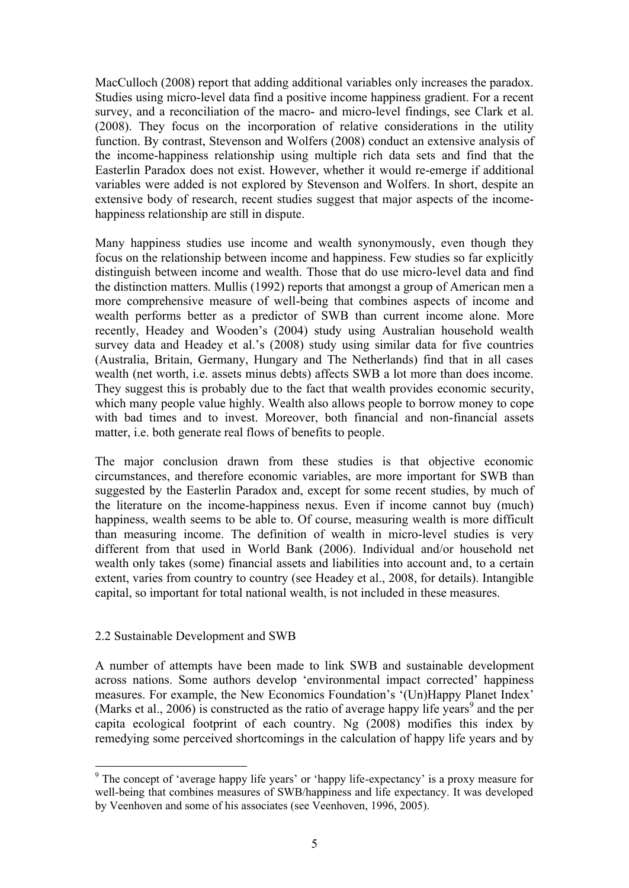MacCulloch (2008) report that adding additional variables only increases the paradox. Studies using micro-level data find a positive income happiness gradient. For a recent survey, and a reconciliation of the macro- and micro-level findings, see Clark et al. (2008). They focus on the incorporation of relative considerations in the utility function. By contrast, Stevenson and Wolfers (2008) conduct an extensive analysis of the income-happiness relationship using multiple rich data sets and find that the Easterlin Paradox does not exist. However, whether it would re-emerge if additional variables were added is not explored by Stevenson and Wolfers. In short, despite an extensive body of research, recent studies suggest that major aspects of the income-happiness relationship are still in dispute.

Many happiness studies use income and wealth synonymously, even though they focus on the relationship between income and happiness. Few studies so far explicitly distinguish between income and wealth. Those that do use micro-level data and find the distinction matters. Mullis (1992) reports that amongst a group of American men a more comprehensive measure of well-being that combines aspects of income and wealth performs better as a predictor of SWB than current income alone. More recently, Headey and Wooden's (2004) study using Australian household wealth survey data and Headey et al.'s (2008) study using similar data for five countries (Australia, Britain, Germany, Hungary and The Netherlands) find that in all cases wealth (net worth, i.e. assets minus debts) affects SWB a lot more than does income. They suggest this is probably due to the fact that wealth provides economic security, which many people value highly. Wealth also allows people to borrow money to cope with bad times and to invest. Moreover, both financial and non-financial assets matter, i.e. both generate real flows of benefits to people.

The major conclusion drawn from these studies is that objective economic circumstances, and therefore economic variables, are more important for SWB than suggested by the Easterlin Paradox and, except for some recent studies, by much of the literature on the income-happiness nexus. Even if income cannot buy (much) happiness, wealth seems to be able to. Of course, measuring wealth is more difficult than measuring income. The definition of wealth in micro-level studies is very different from that used in World Bank (2006). Individual and/or household net wealth only takes (some) financial assets and liabilities into account and, to a certain extent, varies from country to country (see Headey et al., 2008, for details). Intangible capital, so important for total national wealth, is not included in these measures.

## 2.2 Sustainable Development and SWB

A number of attempts have been made to link SWB and sustainable development across nations. Some authors develop 'environmental impact corrected' happiness measures. For example, the New Economics Foundation's '(Un)Happy Planet Index' (Marks et al., 2006) is constructed as the ratio of average happy life years[9] and the per capita ecological footprint of each country. Ng (2008) modifies this index by remedying some perceived shortcomings in the calculation of happy life years and by

[9] The concept of 'average happy life years' or 'happy life-expectancy' is a proxy measure for well-being that combines measures of SWB/happiness and life expectancy. It was developed by Veenhoven and some of his associates (see Veenhoven, 1996, 2005).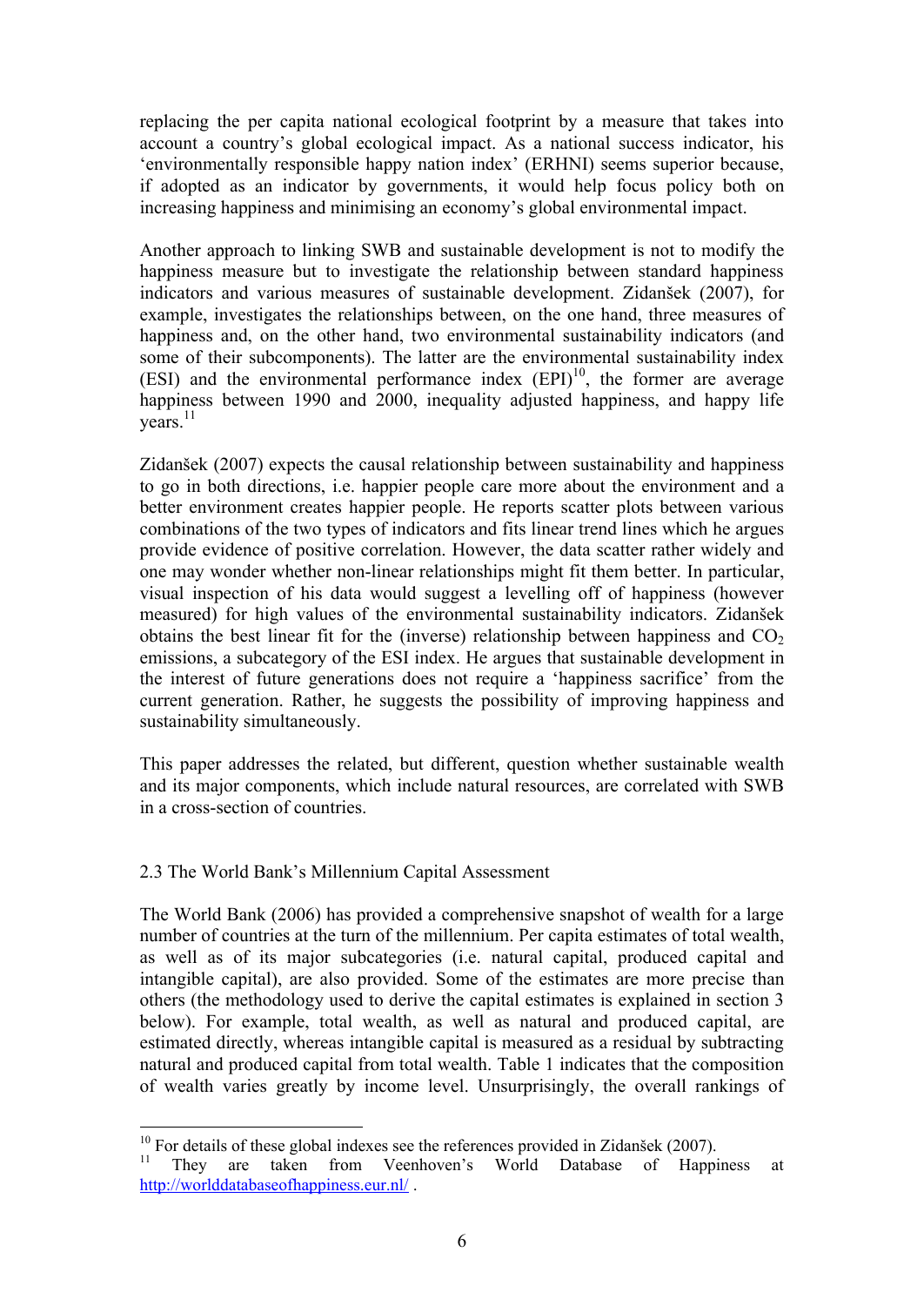replacing the per capita national ecological footprint by a measure that takes into account a country's global ecological impact. As a national success indicator, his 'environmentally responsible happy nation index' (ERHNI) seems superior because, if adopted as an indicator by governments, it would help focus policy both on increasing happiness and minimising an economy's global environmental impact.

Another approach to linking SWB and sustainable development is not to modify the happiness measure but to investigate the relationship between standard happiness indicators and various measures of sustainable development. Zidanšek (2007), for example, investigates the relationships between, on the one hand, three measures of happiness and, on the other hand, two environmental sustainability indicators (and some of their subcomponents). The latter are the environmental sustainability index (ESI) and the environmental performance index (EPI)[10], the former are average happiness between 1990 and 2000, inequality adjusted happiness, and happy life years.[11]

Zidanšek (2007) expects the causal relationship between sustainability and happiness to go in both directions, i.e. happier people care more about the environment and a better environment creates happier people. He reports scatter plots between various combinations of the two types of indicators and fits linear trend lines which he argues provide evidence of positive correlation. However, the data scatter rather widely and one may wonder whether non-linear relationships might fit them better. In particular, visual inspection of his data would suggest a levelling off of happiness (however measured) for high values of the environmental sustainability indicators. Zidanšek obtains the best linear fit for the (inverse) relationship between happiness and $CO_2$ emissions, a subcategory of the ESI index. He argues that sustainable development in the interest of future generations does not require a 'happiness sacrifice' from the current generation. Rather, he suggests the possibility of improving happiness and sustainability simultaneously.

This paper addresses the related, but different, question whether sustainable wealth and its major components, which include natural resources, are correlated with SWB in a cross-section of countries.

### 2.3 The World Bank's Millennium Capital Assessment

The World Bank (2006) has provided a comprehensive snapshot of wealth for a large number of countries at the turn of the millennium. Per capita estimates of total wealth, as well as of its major subcategories (i.e. natural capital, produced capital and intangible capital), are also provided. Some of the estimates are more precise than others (the methodology used to derive the capital estimates is explained in section 3 below). For example, total wealth, as well as natural and produced capital, are estimated directly, whereas intangible capital is measured as a residual by subtracting natural and produced capital from total wealth. Table 1 indicates that the composition of wealth varies greatly by income level. Unsurprisingly, the overall rankings of

---

[10] For details of these global indexes see the references provided in Zidanšek (2007).

[11] They are taken from Veenhoven's World Database of Happiness at http://worlddatabaseofhappiness.eur.nl/ .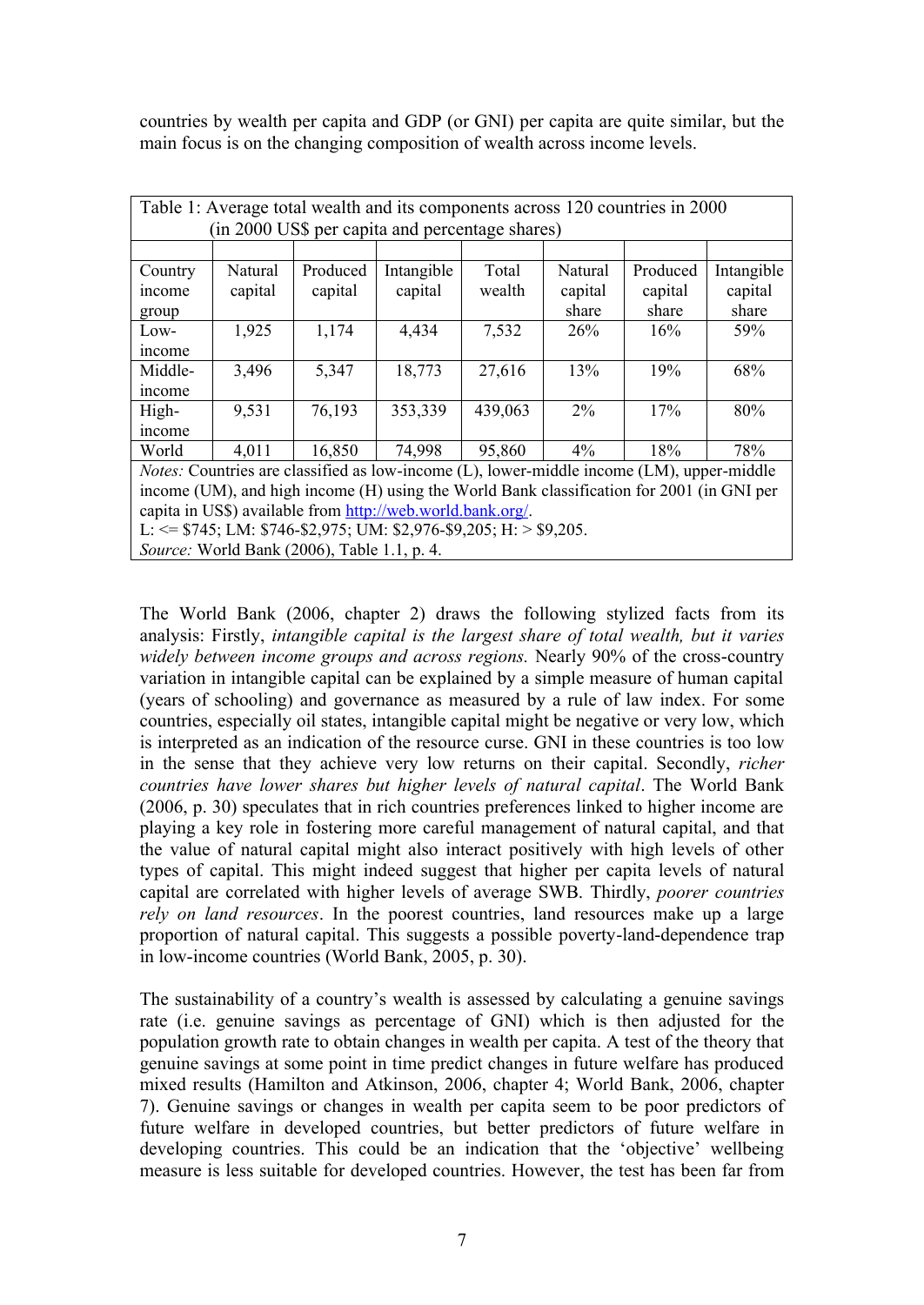countries by wealth per capita and GDP (or GNI) per capita are quite similar, but the main focus is on the changing composition of wealth across income levels.

Table 1: Average total wealth and its components across 120 countries in 2000 (in 2000 US$ per capita and percentage shares)

| Country income group | Natural capital | Produced capital | Intangible capital | Total wealth | Natural capital share | Produced capital share | Intangible capital share |
|---|---|---|---|---|---|---|---|
| Low-income | 1,925 | 1,174 | 4,434 | 7,532 | 26% | 16% | 59% |
| Middle-income | 3,496 | 5,347 | 18,773 | 27,616 | 13% | 19% | 68% |
| High-income | 9,531 | 76,193 | 353,339 | 439,063 | 2% | 17% | 80% |
| World | 4,011 | 16,850 | 74,998 | 95,860 | 4% | 18% | 78% |

*Notes:* Countries are classified as low-income (L), lower-middle income (LM), upper-middle income (UM), and high income (H) using the World Bank classification for 2001 (in GNI per capita in US$) available from http://web.world.bank.org/.
L: <= $745; LM: $746-$2,975; UM: $2,976-$9,205; H: > $9,205.
*Source:* World Bank (2006), Table 1.1, p. 4.

The World Bank (2006, chapter 2) draws the following stylized facts from its analysis: Firstly, *intangible capital is the largest share of total wealth, but it varies widely between income groups and across regions.* Nearly 90% of the cross-country variation in intangible capital can be explained by a simple measure of human capital (years of schooling) and governance as measured by a rule of law index. For some countries, especially oil states, intangible capital might be negative or very low, which is interpreted as an indication of the resource curse. GNI in these countries is too low in the sense that they achieve very low returns on their capital. Secondly, *richer countries have lower shares but higher levels of natural capital*. The World Bank (2006, p. 30) speculates that in rich countries preferences linked to higher income are playing a key role in fostering more careful management of natural capital, and that the value of natural capital might also interact positively with high levels of other types of capital. This might indeed suggest that higher per capita levels of natural capital are correlated with higher levels of average SWB. Thirdly, *poorer countries rely on land resources*. In the poorest countries, land resources make up a large proportion of natural capital. This suggests a possible poverty-land-dependence trap in low-income countries (World Bank, 2005, p. 30).

The sustainability of a country's wealth is assessed by calculating a genuine savings rate (i.e. genuine savings as percentage of GNI) which is then adjusted for the population growth rate to obtain changes in wealth per capita. A test of the theory that genuine savings at some point in time predict changes in future welfare has produced mixed results (Hamilton and Atkinson, 2006, chapter 4; World Bank, 2006, chapter 7). Genuine savings or changes in wealth per capita seem to be poor predictors of future welfare in developed countries, but better predictors of future welfare in developing countries. This could be an indication that the 'objective' wellbeing measure is less suitable for developed countries. However, the test has been far from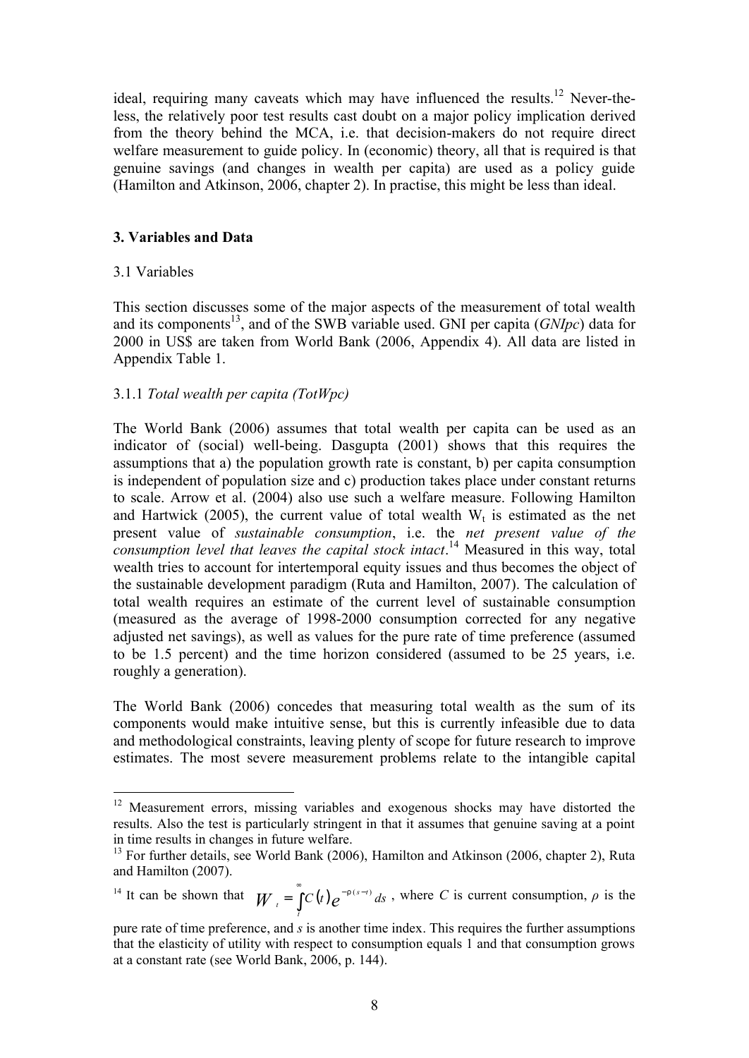ideal, requiring many caveats which may have influenced the results.[12] Never-the-less, the relatively poor test results cast doubt on a major policy implication derived from the theory behind the MCA, i.e. that decision-makers do not require direct welfare measurement to guide policy. In (economic) theory, all that is required is that genuine savings (and changes in wealth per capita) are used as a policy guide (Hamilton and Atkinson, 2006, chapter 2). In practise, this might be less than ideal.

## 3. Variables and Data

### 3.1 Variables

This section discusses some of the major aspects of the measurement of total wealth and its components[13], and of the SWB variable used. GNI per capita (*GNIpc*) data for 2000 in US$ are taken from World Bank (2006, Appendix 4). All data are listed in Appendix Table 1.

#### 3.1.1 *Total wealth per capita (TotWpc)*

The World Bank (2006) assumes that total wealth per capita can be used as an indicator of (social) well-being. Dasgupta (2001) shows that this requires the assumptions that a) the population growth rate is constant, b) per capita consumption is independent of population size and c) production takes place under constant returns to scale. Arrow et al. (2004) also use such a welfare measure. Following Hamilton and Hartwick (2005), the current value of total wealth $W_t$ is estimated as the net present value of *sustainable consumption*, i.e. the *net present value of the consumption level that leaves the capital stock intact*.[14] Measured in this way, total wealth tries to account for intertemporal equity issues and thus becomes the object of the sustainable development paradigm (Ruta and Hamilton, 2007). The calculation of total wealth requires an estimate of the current level of sustainable consumption (measured as the average of 1998-2000 consumption corrected for any negative adjusted net savings), as well as values for the pure rate of time preference (assumed to be 1.5 percent) and the time horizon considered (assumed to be 25 years, i.e. roughly a generation).

The World Bank (2006) concedes that measuring total wealth as the sum of its components would make intuitive sense, but this is currently infeasible due to data and methodological constraints, leaving plenty of scope for future research to improve estimates. The most severe measurement problems relate to the intangible capital

---

[12] Measurement errors, missing variables and exogenous shocks may have distorted the results. Also the test is particularly stringent in that it assumes that genuine saving at a point in time results in changes in future welfare.

[13] For further details, see World Bank (2006), Hamilton and Atkinson (2006, chapter 2), Ruta and Hamilton (2007).

[14] It can be shown that $W_t = \int_t^{\infty} C(t) e^{-\rho(s-t)} ds$, where $C$ is current consumption, $\rho$ is the pure rate of time preference, and $s$ is another time index. This requires the further assumptions that the elasticity of utility with respect to consumption equals 1 and that consumption grows at a constant rate (see World Bank, 2006, p. 144).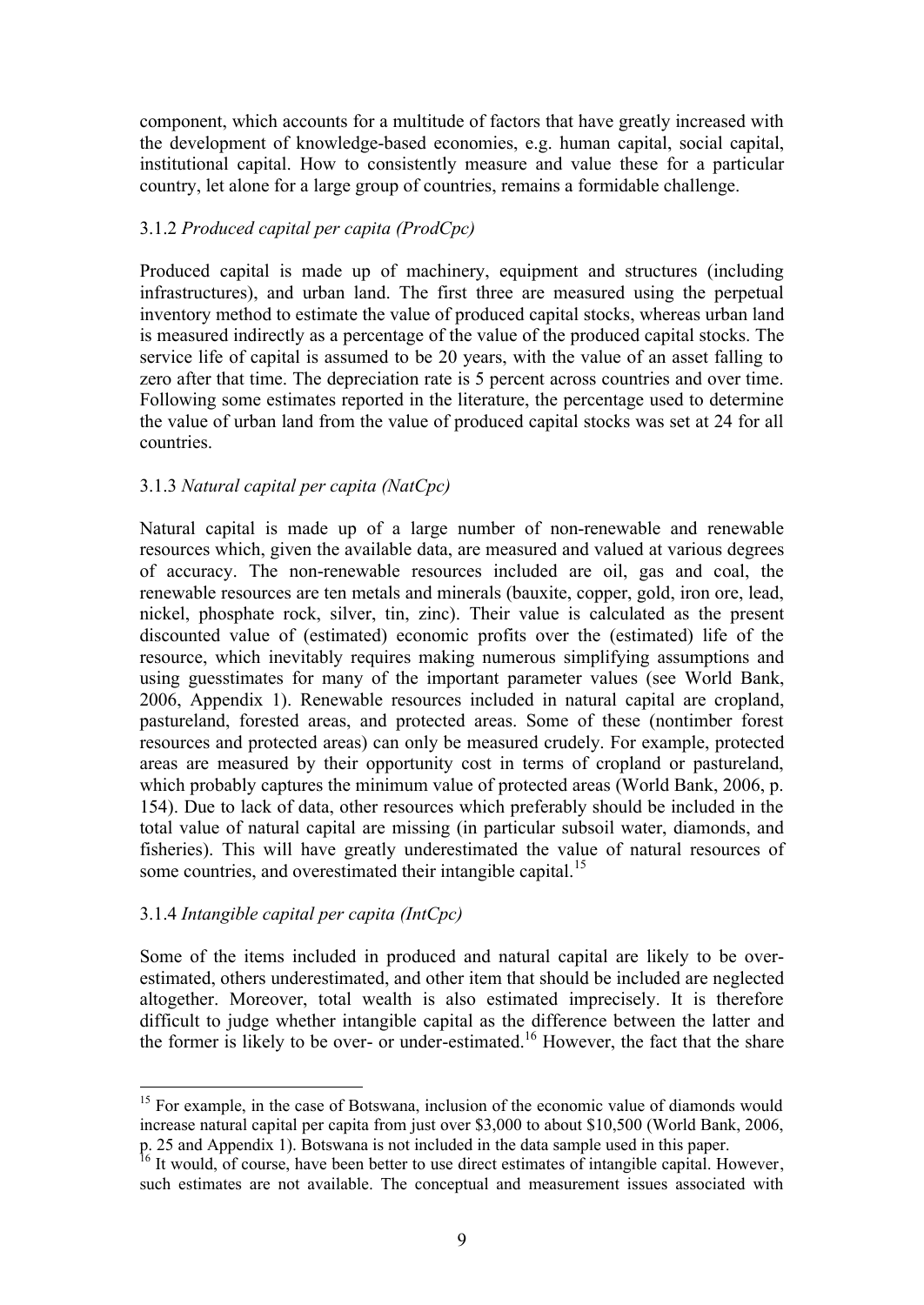component, which accounts for a multitude of factors that have greatly increased with the development of knowledge-based economies, e.g. human capital, social capital, institutional capital. How to consistently measure and value these for a particular country, let alone for a large group of countries, remains a formidable challenge.

### 3.1.2 *Produced capital per capita (ProdCpc)*

Produced capital is made up of machinery, equipment and structures (including infrastructures), and urban land. The first three are measured using the perpetual inventory method to estimate the value of produced capital stocks, whereas urban land is measured indirectly as a percentage of the value of the produced capital stocks. The service life of capital is assumed to be 20 years, with the value of an asset falling to zero after that time. The depreciation rate is 5 percent across countries and over time. Following some estimates reported in the literature, the percentage used to determine the value of urban land from the value of produced capital stocks was set at 24 for all countries.

### 3.1.3 *Natural capital per capita (NatCpc)*

Natural capital is made up of a large number of non-renewable and renewable resources which, given the available data, are measured and valued at various degrees of accuracy. The non-renewable resources included are oil, gas and coal, the renewable resources are ten metals and minerals (bauxite, copper, gold, iron ore, lead, nickel, phosphate rock, silver, tin, zinc). Their value is calculated as the present discounted value of (estimated) economic profits over the (estimated) life of the resource, which inevitably requires making numerous simplifying assumptions and using guesstimates for many of the important parameter values (see World Bank, 2006, Appendix 1). Renewable resources included in natural capital are cropland, pastureland, forested areas, and protected areas. Some of these (nontimber forest resources and protected areas) can only be measured crudely. For example, protected areas are measured by their opportunity cost in terms of cropland or pastureland, which probably captures the minimum value of protected areas (World Bank, 2006, p. 154). Due to lack of data, other resources which preferably should be included in the total value of natural capital are missing (in particular subsoil water, diamonds, and fisheries). This will have greatly underestimated the value of natural resources of some countries, and overestimated their intangible capital.[15]

### 3.1.4 *Intangible capital per capita (IntCpc)*

Some of the items included in produced and natural capital are likely to be over-estimated, others underestimated, and other item that should be included are neglected altogether. Moreover, total wealth is also estimated imprecisely. It is therefore difficult to judge whether intangible capital as the difference between the latter and the former is likely to be over- or under-estimated.[16] However, the fact that the share

---

[15] For example, in the case of Botswana, inclusion of the economic value of diamonds would increase natural capital per capita from just over \$3,000 to about \$10,500 (World Bank, 2006, p. 25 and Appendix 1). Botswana is not included in the data sample used in this paper.

[16] It would, of course, have been better to use direct estimates of intangible capital. However, such estimates are not available. The conceptual and measurement issues associated with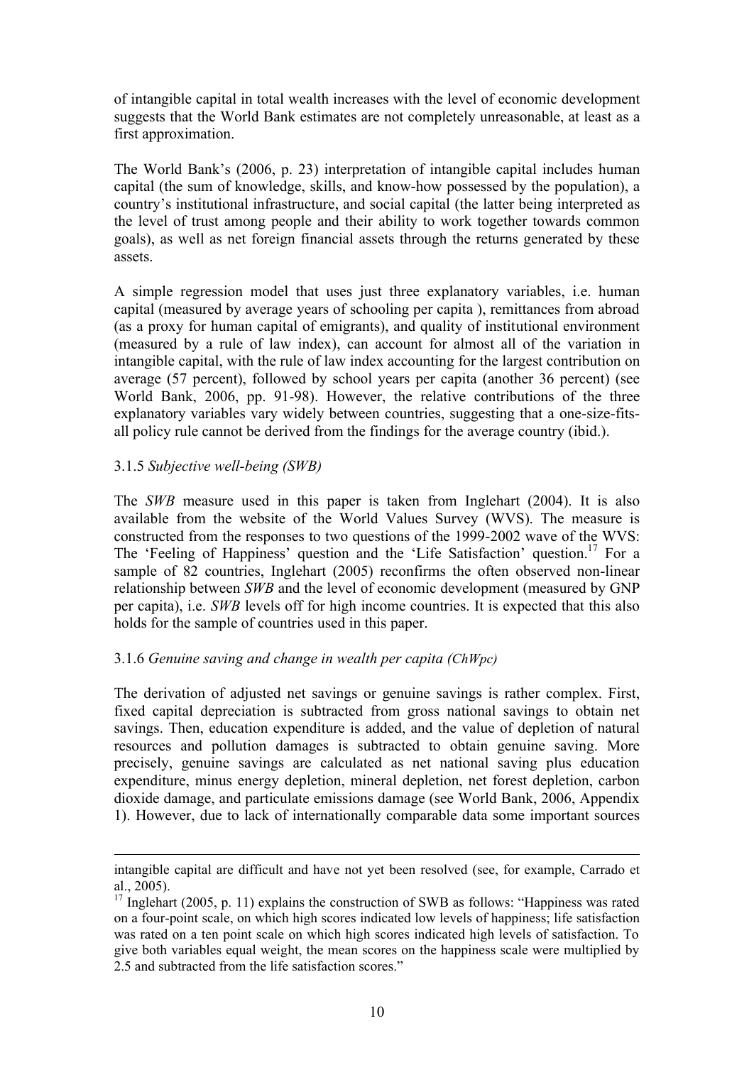of intangible capital in total wealth increases with the level of economic development suggests that the World Bank estimates are not completely unreasonable, at least as a first approximation.

The World Bank's (2006, p. 23) interpretation of intangible capital includes human capital (the sum of knowledge, skills, and know-how possessed by the population), a country's institutional infrastructure, and social capital (the latter being interpreted as the level of trust among people and their ability to work together towards common goals), as well as net foreign financial assets through the returns generated by these assets.

A simple regression model that uses just three explanatory variables, i.e. human capital (measured by average years of schooling per capita ), remittances from abroad (as a proxy for human capital of emigrants), and quality of institutional environment (measured by a rule of law index), can account for almost all of the variation in intangible capital, with the rule of law index accounting for the largest contribution on average (57 percent), followed by school years per capita (another 36 percent) (see World Bank, 2006, pp. 91-98). However, the relative contributions of the three explanatory variables vary widely between countries, suggesting that a one-size-fits-all policy rule cannot be derived from the findings for the average country (ibid.).

### 3.1.5 *Subjective well-being (SWB)*

The *SWB* measure used in this paper is taken from Inglehart (2004). It is also available from the website of the World Values Survey (WVS). The measure is constructed from the responses to two questions of the 1999-2002 wave of the WVS: The 'Feeling of Happiness' question and the 'Life Satisfaction' question.[17] For a sample of 82 countries, Inglehart (2005) reconfirms the often observed non-linear relationship between *SWB* and the level of economic development (measured by GNP per capita), i.e. *SWB* levels off for high income countries. It is expected that this also holds for the sample of countries used in this paper.

### 3.1.6 *Genuine saving and change in wealth per capita (ChWpc)*

The derivation of adjusted net savings or genuine savings is rather complex. First, fixed capital depreciation is subtracted from gross national savings to obtain net savings. Then, education expenditure is added, and the value of depletion of natural resources and pollution damages is subtracted to obtain genuine saving. More precisely, genuine savings are calculated as net national saving plus education expenditure, minus energy depletion, mineral depletion, net forest depletion, carbon dioxide damage, and particulate emissions damage (see World Bank, 2006, Appendix 1). However, due to lack of internationally comparable data some important sources

---

intangible capital are difficult and have not yet been resolved (see, for example, Carrado et al., 2005).

[17] Inglehart (2005, p. 11) explains the construction of SWB as follows: "Happiness was rated on a four-point scale, on which high scores indicated low levels of happiness; life satisfaction was rated on a ten point scale on which high scores indicated high levels of satisfaction. To give both variables equal weight, the mean scores on the happiness scale were multiplied by 2.5 and subtracted from the life satisfaction scores."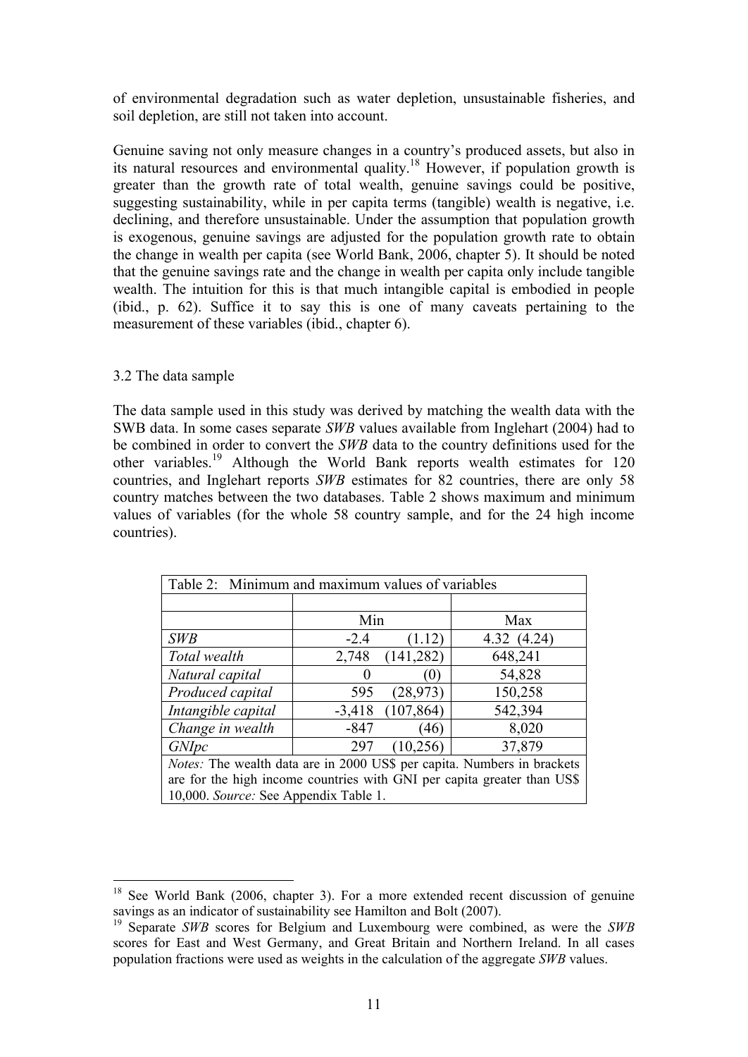of environmental degradation such as water depletion, unsustainable fisheries, and soil depletion, are still not taken into account.

Genuine saving not only measure changes in a country's produced assets, but also in its natural resources and environmental quality.[18] However, if population growth is greater than the growth rate of total wealth, genuine savings could be positive, suggesting sustainability, while in per capita terms (tangible) wealth is negative, i.e. declining, and therefore unsustainable. Under the assumption that population growth is exogenous, genuine savings are adjusted for the population growth rate to obtain the change in wealth per capita (see World Bank, 2006, chapter 5). It should be noted that the genuine savings rate and the change in wealth per capita only include tangible wealth. The intuition for this is that much intangible capital is embodied in people (ibid., p. 62). Suffice it to say this is one of many caveats pertaining to the measurement of these variables (ibid., chapter 6).

### 3.2 The data sample

The data sample used in this study was derived by matching the wealth data with the SWB data. In some cases separate *SWB* values available from Inglehart (2004) had to be combined in order to convert the *SWB* data to the country definitions used for the other variables.[19] Although the World Bank reports wealth estimates for 120 countries, and Inglehart reports *SWB* estimates for 82 countries, there are only 58 country matches between the two databases. Table 2 shows maximum and minimum values of variables (for the whole 58 country sample, and for the 24 high income countries).

Table 2: Minimum and maximum values of variables

| | Min | Max |
|---|---|---|
| *SWB* | -2.4 (1.12) | 4.32 (4.24) |
| *Total wealth* | 2,748 (141,282) | 648,241 |
| *Natural capital* | 0 (0) | 54,828 |
| *Produced capital* | 595 (28,973) | 150,258 |
| *Intangible capital* | -3,418 (107,864) | 542,394 |
| *Change in wealth* | -847 (46) | 8,020 |
| *GNIpc* | 297 (10,256) | 37,879 |

*Notes:* The wealth data are in 2000 US$ per capita. Numbers in brackets are for the high income countries with GNI per capita greater than US$ 10,000. *Source:* See Appendix Table 1.

[18] See World Bank (2006, chapter 3). For a more extended recent discussion of genuine savings as an indicator of sustainability see Hamilton and Bolt (2007).

[19] Separate *SWB* scores for Belgium and Luxembourg were combined, as were the *SWB* scores for East and West Germany, and Great Britain and Northern Ireland. In all cases population fractions were used as weights in the calculation of the aggregate *SWB* values.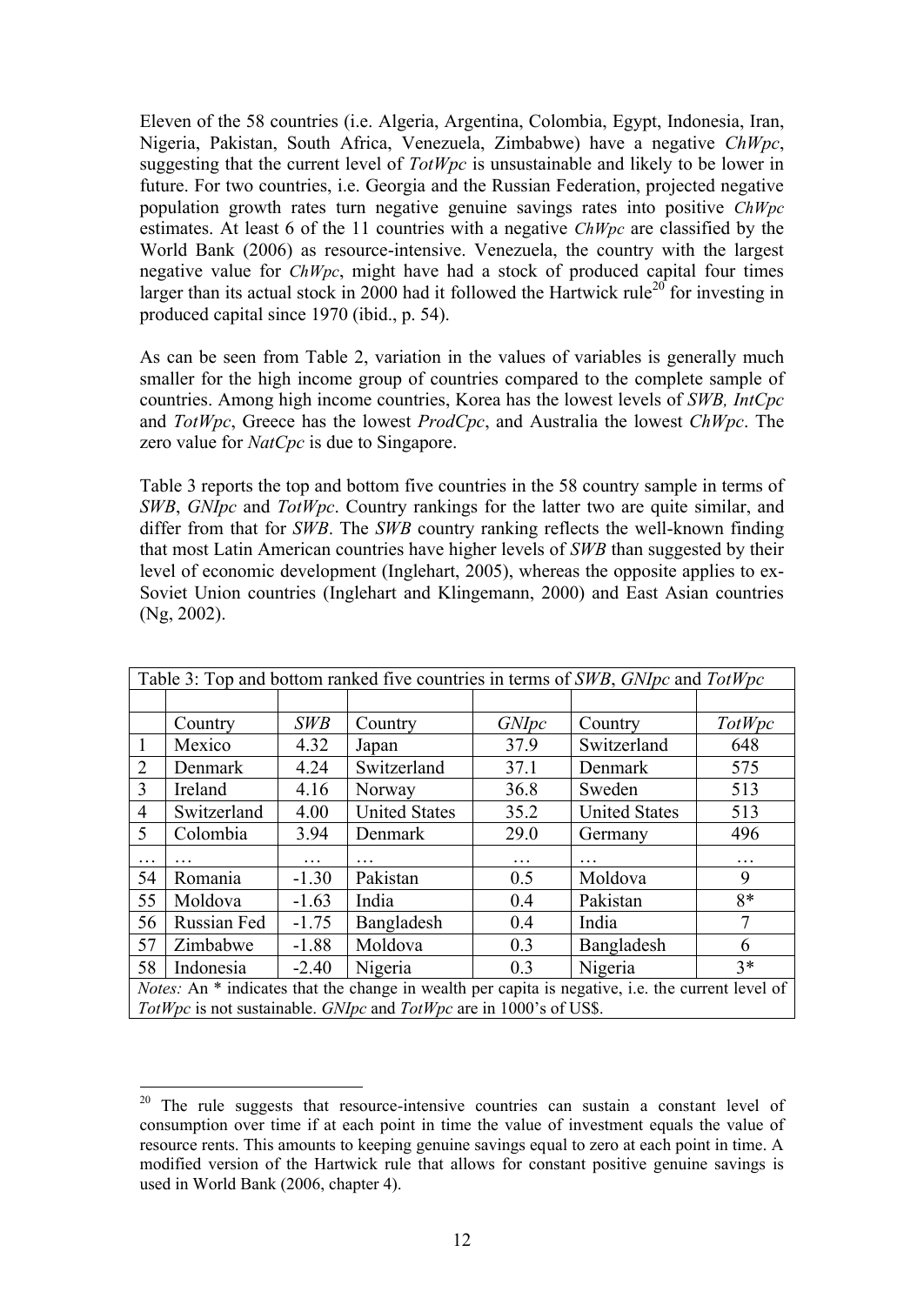Eleven of the 58 countries (i.e. Algeria, Argentina, Colombia, Egypt, Indonesia, Iran, Nigeria, Pakistan, South Africa, Venezuela, Zimbabwe) have a negative *ChWpc*, suggesting that the current level of *TotWpc* is unsustainable and likely to be lower in future. For two countries, i.e. Georgia and the Russian Federation, projected negative population growth rates turn negative genuine savings rates into positive *ChWpc* estimates. At least 6 of the 11 countries with a negative *ChWpc* are classified by the World Bank (2006) as resource-intensive. Venezuela, the country with the largest negative value for *ChWpc*, might have had a stock of produced capital four times larger than its actual stock in 2000 had it followed the Hartwick rule[20] for investing in produced capital since 1970 (ibid., p. 54).

As can be seen from Table 2, variation in the values of variables is generally much smaller for the high income group of countries compared to the complete sample of countries. Among high income countries, Korea has the lowest levels of *SWB, IntCpc* and *TotWpc*, Greece has the lowest *ProdCpc*, and Australia the lowest *ChWpc*. The zero value for *NatCpc* is due to Singapore.

Table 3 reports the top and bottom five countries in the 58 country sample in terms of *SWB*, *GNIpc* and *TotWpc*. Country rankings for the latter two are quite similar, and differ from that for *SWB*. The *SWB* country ranking reflects the well-known finding that most Latin American countries have higher levels of *SWB* than suggested by their level of economic development (Inglehart, 2005), whereas the opposite applies to ex-Soviet Union countries (Inglehart and Klingemann, 2000) and East Asian countries (Ng, 2002).

Table 3: Top and bottom ranked five countries in terms of *SWB*, *GNIpc* and *TotWpc*

| | Country | *SWB* | Country | *GNIpc* | Country | *TotWpc* |
|---|---|---|---|---|---|---|
| 1 | Mexico | 4.32 | Japan | 37.9 | Switzerland | 648 |
| 2 | Denmark | 4.24 | Switzerland | 37.1 | Denmark | 575 |
| 3 | Ireland | 4.16 | Norway | 36.8 | Sweden | 513 |
| 4 | Switzerland | 4.00 | United States | 35.2 | United States | 513 |
| 5 | Colombia | 3.94 | Denmark | 29.0 | Germany | 496 |
| … | … | … | … | … | … | … |
| 54 | Romania | -1.30 | Pakistan | 0.5 | Moldova | 9 |
| 55 | Moldova | -1.63 | India | 0.4 | Pakistan | 8* |
| 56 | Russian Fed | -1.75 | Bangladesh | 0.4 | India | 7 |
| 57 | Zimbabwe | -1.88 | Moldova | 0.3 | Bangladesh | 6 |
| 58 | Indonesia | -2.40 | Nigeria | 0.3 | Nigeria | 3* |

*Notes:* An * indicates that the change in wealth per capita is negative, i.e. the current level of *TotWpc* is not sustainable. *GNIpc* and *TotWpc* are in 1000's of US$.

[20] The rule suggests that resource-intensive countries can sustain a constant level of consumption over time if at each point in time the value of investment equals the value of resource rents. This amounts to keeping genuine savings equal to zero at each point in time. A modified version of the Hartwick rule that allows for constant positive genuine savings is used in World Bank (2006, chapter 4).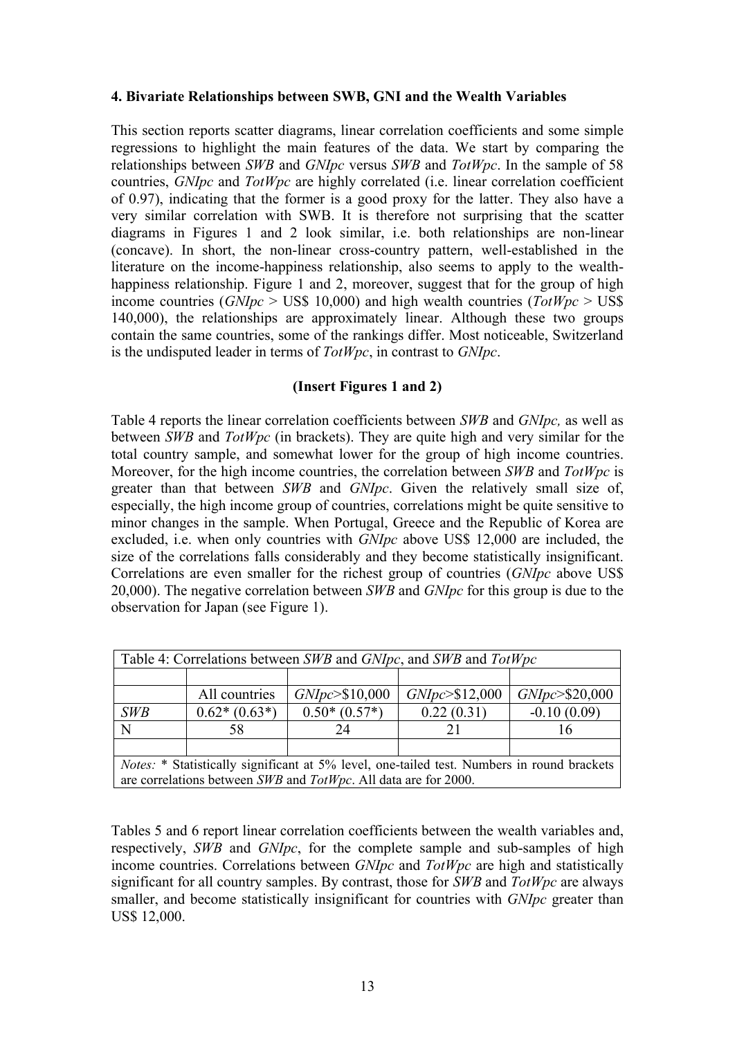### 4. Bivariate Relationships between SWB, GNI and the Wealth Variables

This section reports scatter diagrams, linear correlation coefficients and some simple regressions to highlight the main features of the data. We start by comparing the relationships between *SWB* and *GNIpc* versus *SWB* and *TotWpc*. In the sample of 58 countries, *GNIpc* and *TotWpc* are highly correlated (i.e. linear correlation coefficient of 0.97), indicating that the former is a good proxy for the latter. They also have a very similar correlation with SWB. It is therefore not surprising that the scatter diagrams in Figures 1 and 2 look similar, i.e. both relationships are non-linear (concave). In short, the non-linear cross-country pattern, well-established in the literature on the income-happiness relationship, also seems to apply to the wealth-happiness relationship. Figure 1 and 2, moreover, suggest that for the group of high income countries (*GNIpc* > US$ 10,000) and high wealth countries (*TotWpc* > US$ 140,000), the relationships are approximately linear. Although these two groups contain the same countries, some of the rankings differ. Most noticeable, Switzerland is the undisputed leader in terms of *TotWpc*, in contrast to *GNIpc*.

**(Insert Figures 1 and 2)**

Table 4 reports the linear correlation coefficients between *SWB* and *GNIpc,* as well as between *SWB* and *TotWpc* (in brackets). They are quite high and very similar for the total country sample, and somewhat lower for the group of high income countries. Moreover, for the high income countries, the correlation between *SWB* and *TotWpc* is greater than that between *SWB* and *GNIpc*. Given the relatively small size of, especially, the high income group of countries, correlations might be quite sensitive to minor changes in the sample. When Portugal, Greece and the Republic of Korea are excluded, i.e. when only countries with *GNIpc* above US$ 12,000 are included, the size of the correlations falls considerably and they become statistically insignificant. Correlations are even smaller for the richest group of countries (*GNIpc* above US$ 20,000). The negative correlation between *SWB* and *GNIpc* for this group is due to the observation for Japan (see Figure 1).

Table 4: Correlations between *SWB* and *GNIpc*, and *SWB* and *TotWpc*

| | All countries | *GNIpc*>$10,000 | *GNIpc*>$12,000 | *GNIpc*>$20,000 |
|---|---|---|---|---|
| *SWB* | 0.62* (0.63*) | 0.50* (0.57*) | 0.22 (0.31) | -0.10 (0.09) |
| N | 58 | 24 | 21 | 16 |

*Notes:* * Statistically significant at 5% level, one-tailed test. Numbers in round brackets are correlations between *SWB* and *TotWpc*. All data are for 2000.

Tables 5 and 6 report linear correlation coefficients between the wealth variables and, respectively, *SWB* and *GNIpc*, for the complete sample and sub-samples of high income countries. Correlations between *GNIpc* and *TotWpc* are high and statistically significant for all country samples. By contrast, those for *SWB* and *TotWpc* are always smaller, and become statistically insignificant for countries with *GNIpc* greater than US$ 12,000.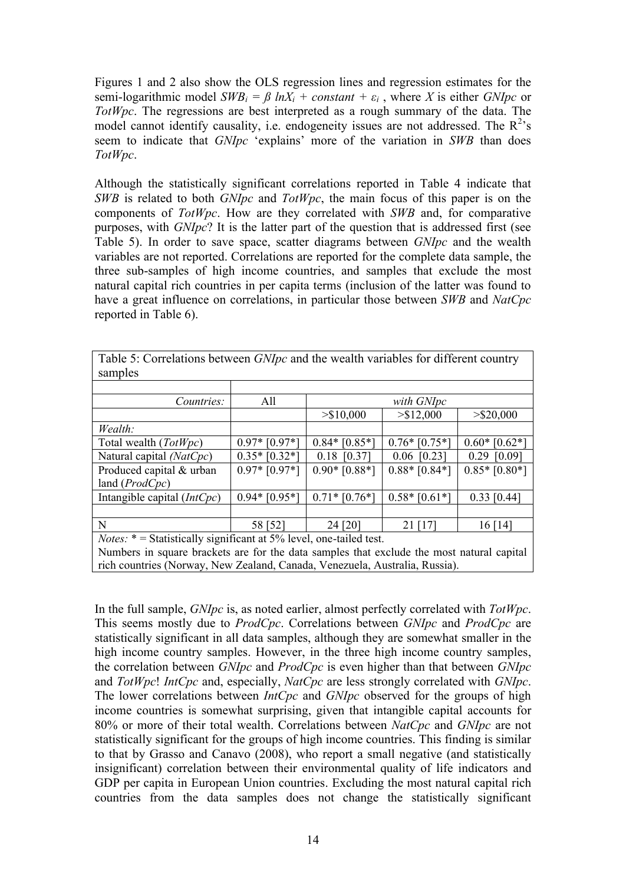Figures 1 and 2 also show the OLS regression lines and regression estimates for the semi-logarithmic model $SWB_i = \beta \ lnX_i + constant + \varepsilon_i$ , where *X* is either *GNIpc* or *TotWpc*. The regressions are best interpreted as a rough summary of the data. The model cannot identify causality, i.e. endogeneity issues are not addressed. The $R^2$'s seem to indicate that *GNIpc* 'explains' more of the variation in *SWB* than does *TotWpc*.

Although the statistically significant correlations reported in Table 4 indicate that *SWB* is related to both *GNIpc* and *TotWpc*, the main focus of this paper is on the components of *TotWpc*. How are they correlated with *SWB* and, for comparative purposes, with *GNIpc*? It is the latter part of the question that is addressed first (see Table 5). In order to save space, scatter diagrams between *GNIpc* and the wealth variables are not reported. Correlations are reported for the complete data sample, the three sub-samples of high income countries, and samples that exclude the most natural capital rich countries in per capita terms (inclusion of the latter was found to have a great influence on correlations, in particular those between *SWB* and *NatCpc* reported in Table 6).

Table 5: Correlations between *GNIpc* and the wealth variables for different country samples

| *Countries:* | All | *with GNIpc* | | |
|---|---|---|---|---|
| | | >$10,000 | >$12,000 | >$20,000 |
| *Wealth:* | | | | |
| Total wealth (*TotWpc*) | 0.97* [0.97*] | 0.84* [0.85*] | 0.76* [0.75*] | 0.60* [0.62*] |
| Natural capital *(NatCpc)* | 0.35* [0.32*] | 0.18 [0.37] | 0.06 [0.23] | 0.29 [0.09] |
| Produced capital & urban land (*ProdCpc*) | 0.97* [0.97*] | 0.90* [0.88*] | 0.88* [0.84*] | 0.85* [0.80*] |
| Intangible capital (*IntCpc*) | 0.94* [0.95*] | 0.71* [0.76*] | 0.58* [0.61*] | 0.33 [0.44] |
| | | | | |
| N | 58 [52] | 24 [20] | 21 [17] | 16 [14] |

*Notes:* * = Statistically significant at 5% level, one-tailed test.
Numbers in square brackets are for the data samples that exclude the most natural capital rich countries (Norway, New Zealand, Canada, Venezuela, Australia, Russia).

In the full sample, *GNIpc* is, as noted earlier, almost perfectly correlated with *TotWpc*. This seems mostly due to *ProdCpc*. Correlations between *GNIpc* and *ProdCpc* are statistically significant in all data samples, although they are somewhat smaller in the high income country samples. However, in the three high income country samples, the correlation between *GNIpc* and *ProdCpc* is even higher than that between *GNIpc* and *TotWpc*! *IntCpc* and, especially, *NatCpc* are less strongly correlated with *GNIpc*. The lower correlations between *IntCpc* and *GNIpc* observed for the groups of high income countries is somewhat surprising, given that intangible capital accounts for 80% or more of their total wealth. Correlations between *NatCpc* and *GNIpc* are not statistically significant for the groups of high income countries. This finding is similar to that by Grasso and Canavo (2008), who report a small negative (and statistically insignificant) correlation between their environmental quality of life indicators and GDP per capita in European Union countries. Excluding the most natural capital rich countries from the data samples does not change the statistically significant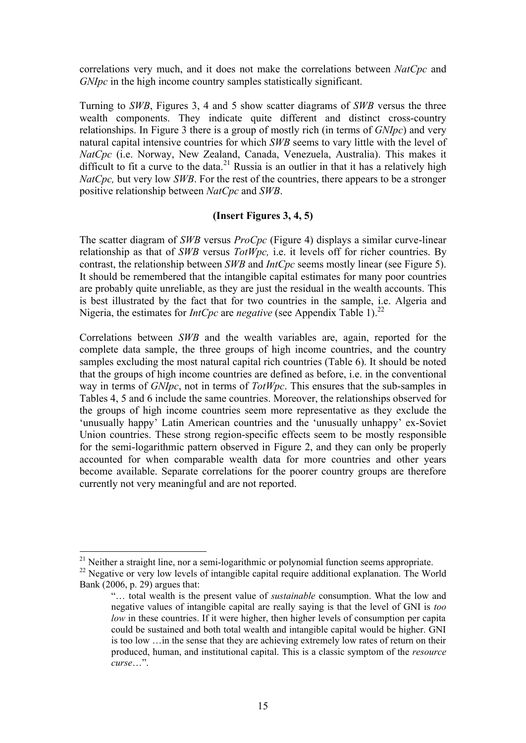correlations very much, and it does not make the correlations between *NatCpc* and *GNIpc* in the high income country samples statistically significant.

Turning to *SWB*, Figures 3, 4 and 5 show scatter diagrams of *SWB* versus the three wealth components. They indicate quite different and distinct cross-country relationships. In Figure 3 there is a group of mostly rich (in terms of *GNIpc*) and very natural capital intensive countries for which *SWB* seems to vary little with the level of *NatCpc* (i.e. Norway, New Zealand, Canada, Venezuela, Australia). This makes it difficult to fit a curve to the data.[21] Russia is an outlier in that it has a relatively high *NatCpc,* but very low *SWB*. For the rest of the countries, there appears to be a stronger positive relationship between *NatCpc* and *SWB*.

**(Insert Figures 3, 4, 5)**

The scatter diagram of *SWB* versus *ProCpc* (Figure 4) displays a similar curve-linear relationship as that of *SWB* versus *TotWpc,* i.e. it levels off for richer countries. By contrast, the relationship between *SWB* and *IntCpc* seems mostly linear (see Figure 5). It should be remembered that the intangible capital estimates for many poor countries are probably quite unreliable, as they are just the residual in the wealth accounts. This is best illustrated by the fact that for two countries in the sample, i.e. Algeria and Nigeria, the estimates for *IntCpc* are *negative* (see Appendix Table 1).[22]

Correlations between *SWB* and the wealth variables are, again, reported for the complete data sample, the three groups of high income countries, and the country samples excluding the most natural capital rich countries (Table 6). It should be noted that the groups of high income countries are defined as before, i.e. in the conventional way in terms of *GNIpc*, not in terms of *TotWpc*. This ensures that the sub-samples in Tables 4, 5 and 6 include the same countries. Moreover, the relationships observed for the groups of high income countries seem more representative as they exclude the 'unusually happy' Latin American countries and the 'unusually unhappy' ex-Soviet Union countries. These strong region-specific effects seem to be mostly responsible for the semi-logarithmic pattern observed in Figure 2, and they can only be properly accounted for when comparable wealth data for more countries and other years become available. Separate correlations for the poorer country groups are therefore currently not very meaningful and are not reported.

---

[21] Neither a straight line, nor a semi-logarithmic or polynomial function seems appropriate.

[22] Negative or very low levels of intangible capital require additional explanation. The World Bank (2006, p. 29) argues that:

> "… total wealth is the present value of *sustainable* consumption. What the low and negative values of intangible capital are really saying is that the level of GNI is *too low* in these countries. If it were higher, then higher levels of consumption per capita could be sustained and both total wealth and intangible capital would be higher. GNI is too low …in the sense that they are achieving extremely low rates of return on their produced, human, and institutional capital. This is a classic symptom of the *resource curse*…".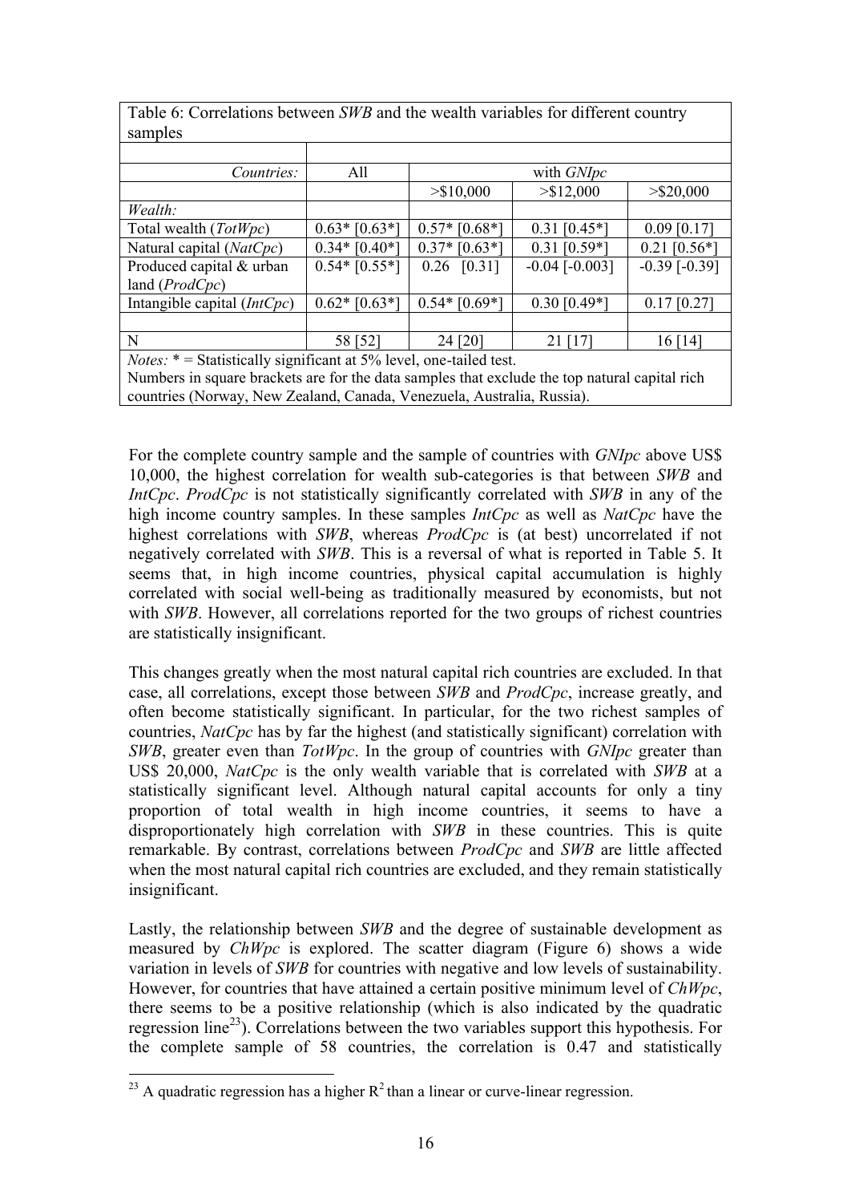Table 6: Correlations between *SWB* and the wealth variables for different country samples

| *Countries:* | All | with *GNIpc* | | |
|---|---|---|---|---|
| | | >$10,000 | >$12,000 | >$20,000 |
| *Wealth:* | | | | |
| Total wealth (*TotWpc*) | 0.63* [0.63*] | 0.57* [0.68*] | 0.31 [0.45*] | 0.09 [0.17] |
| Natural capital (*NatCpc*) | 0.34* [0.40*] | 0.37* [0.63*] | 0.31 [0.59*] | 0.21 [0.56*] |
| Produced capital & urban land (*ProdCpc*) | 0.54* [0.55*] | 0.26 [0.31] | -0.04 [-0.003] | -0.39 [-0.39] |
| Intangible capital (*IntCpc*) | 0.62* [0.63*] | 0.54* [0.69*] | 0.30 [0.49*] | 0.17 [0.27] |
| | | | | |
| N | 58 [52] | 24 [20] | 21 [17] | 16 [14] |

*Notes:* * = Statistically significant at 5% level, one-tailed test.
Numbers in square brackets are for the data samples that exclude the top natural capital rich countries (Norway, New Zealand, Canada, Venezuela, Australia, Russia).

For the complete country sample and the sample of countries with *GNIpc* above US$ 10,000, the highest correlation for wealth sub-categories is that between *SWB* and *IntCpc*. *ProdCpc* is not statistically significantly correlated with *SWB* in any of the high income country samples. In these samples *IntCpc* as well as *NatCpc* have the highest correlations with *SWB*, whereas *ProdCpc* is (at best) uncorrelated if not negatively correlated with *SWB*. This is a reversal of what is reported in Table 5. It seems that, in high income countries, physical capital accumulation is highly correlated with social well-being as traditionally measured by economists, but not with *SWB*. However, all correlations reported for the two groups of richest countries are statistically insignificant.

This changes greatly when the most natural capital rich countries are excluded. In that case, all correlations, except those between *SWB* and *ProdCpc*, increase greatly, and often become statistically significant. In particular, for the two richest samples of countries, *NatCpc* has by far the highest (and statistically significant) correlation with *SWB*, greater even than *TotWpc*. In the group of countries with *GNIpc* greater than US$ 20,000, *NatCpc* is the only wealth variable that is correlated with *SWB* at a statistically significant level. Although natural capital accounts for only a tiny proportion of total wealth in high income countries, it seems to have a disproportionately high correlation with *SWB* in these countries. This is quite remarkable. By contrast, correlations between *ProdCpc* and *SWB* are little affected when the most natural capital rich countries are excluded, and they remain statistically insignificant.

Lastly, the relationship between *SWB* and the degree of sustainable development as measured by *ChWpc* is explored. The scatter diagram (Figure 6) shows a wide variation in levels of *SWB* for countries with negative and low levels of sustainability. However, for countries that have attained a certain positive minimum level of *ChWpc*, there seems to be a positive relationship (which is also indicated by the quadratic regression line[23]). Correlations between the two variables support this hypothesis. For the complete sample of 58 countries, the correlation is 0.47 and statistically

[23] A quadratic regression has a higher $R^2$ than a linear or curve-linear regression.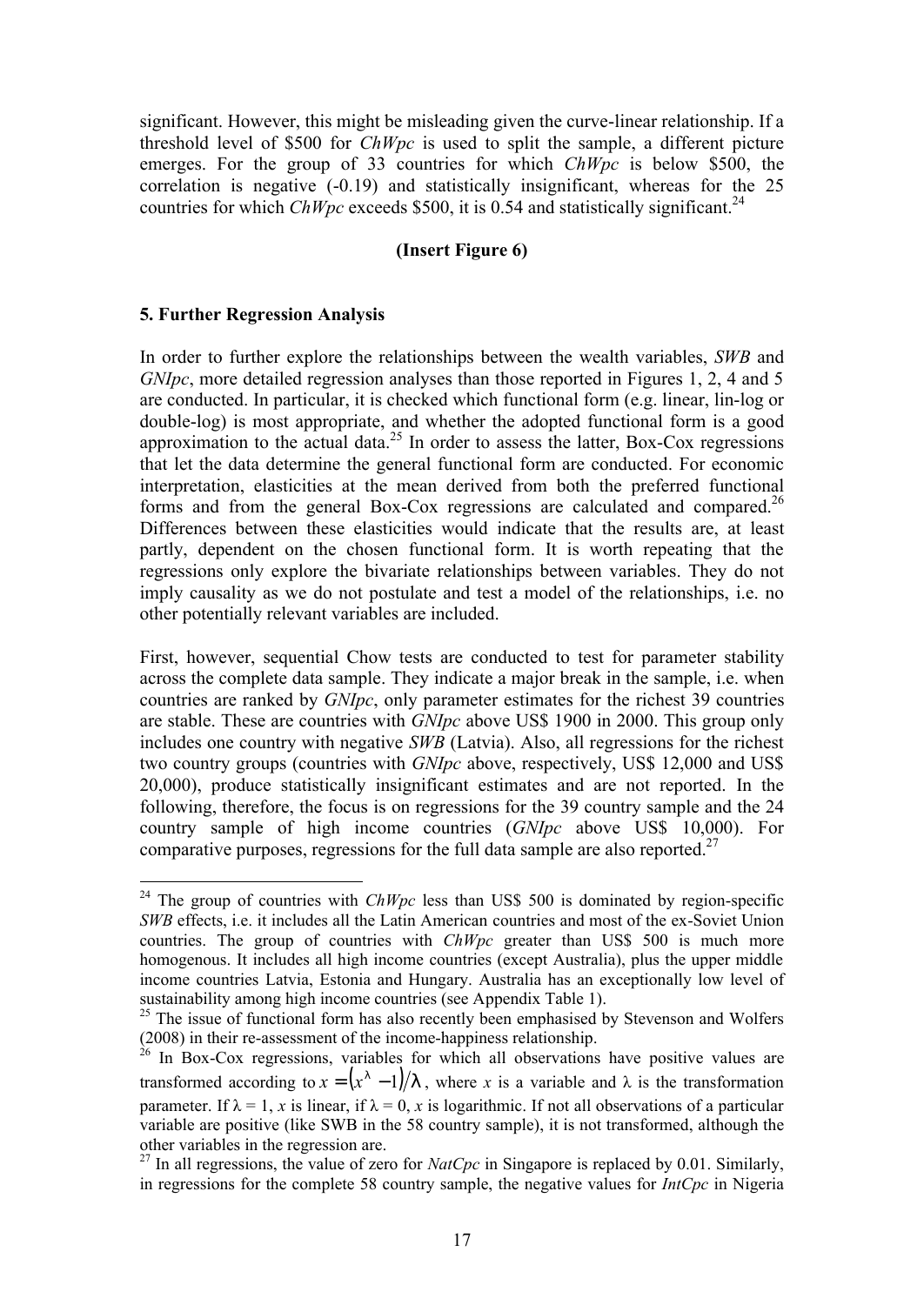significant. However, this might be misleading given the curve-linear relationship. If a threshold level of \$500 for *ChWpc* is used to split the sample, a different picture emerges. For the group of 33 countries for which *ChWpc* is below \$500, the correlation is negative (-0.19) and statistically insignificant, whereas for the 25 countries for which *ChWpc* exceeds \$500, it is 0.54 and statistically significant.[24]

**(Insert Figure 6)**

## 5. Further Regression Analysis

In order to further explore the relationships between the wealth variables, *SWB* and *GNIpc*, more detailed regression analyses than those reported in Figures 1, 2, 4 and 5 are conducted. In particular, it is checked which functional form (e.g. linear, lin-log or double-log) is most appropriate, and whether the adopted functional form is a good approximation to the actual data.[25] In order to assess the latter, Box-Cox regressions that let the data determine the general functional form are conducted. For economic interpretation, elasticities at the mean derived from both the preferred functional forms and from the general Box-Cox regressions are calculated and compared.[26] Differences between these elasticities would indicate that the results are, at least partly, dependent on the chosen functional form. It is worth repeating that the regressions only explore the bivariate relationships between variables. They do not imply causality as we do not postulate and test a model of the relationships, i.e. no other potentially relevant variables are included.

First, however, sequential Chow tests are conducted to test for parameter stability across the complete data sample. They indicate a major break in the sample, i.e. when countries are ranked by *GNIpc*, only parameter estimates for the richest 39 countries are stable. These are countries with *GNIpc* above US\$ 1900 in 2000. This group only includes one country with negative *SWB* (Latvia). Also, all regressions for the richest two country groups (countries with *GNIpc* above, respectively, US\$ 12,000 and US\$ 20,000), produce statistically insignificant estimates and are not reported. In the following, therefore, the focus is on regressions for the 39 country sample and the 24 country sample of high income countries (*GNIpc* above US\$ 10,000). For comparative purposes, regressions for the full data sample are also reported.[27]

---

[24] The group of countries with *ChWpc* less than US\$ 500 is dominated by region-specific *SWB* effects, i.e. it includes all the Latin American countries and most of the ex-Soviet Union countries. The group of countries with *ChWpc* greater than US\$ 500 is much more homogenous. It includes all high income countries (except Australia), plus the upper middle income countries Latvia, Estonia and Hungary. Australia has an exceptionally low level of sustainability among high income countries (see Appendix Table 1).

[25] The issue of functional form has also recently been emphasised by Stevenson and Wolfers (2008) in their re-assessment of the income-happiness relationship.

[26] In Box-Cox regressions, variables for which all observations have positive values are transformed according to $x = (x^{\lambda} - 1)/\lambda$, where $x$ is a variable and $\lambda$ is the transformation parameter. If $\lambda = 1$, $x$ is linear, if $\lambda = 0$, $x$ is logarithmic. If not all observations of a particular variable are positive (like SWB in the 58 country sample), it is not transformed, although the other variables in the regression are.

[27] In all regressions, the value of zero for *NatCpc* in Singapore is replaced by 0.01. Similarly, in regressions for the complete 58 country sample, the negative values for *IntCpc* in Nigeria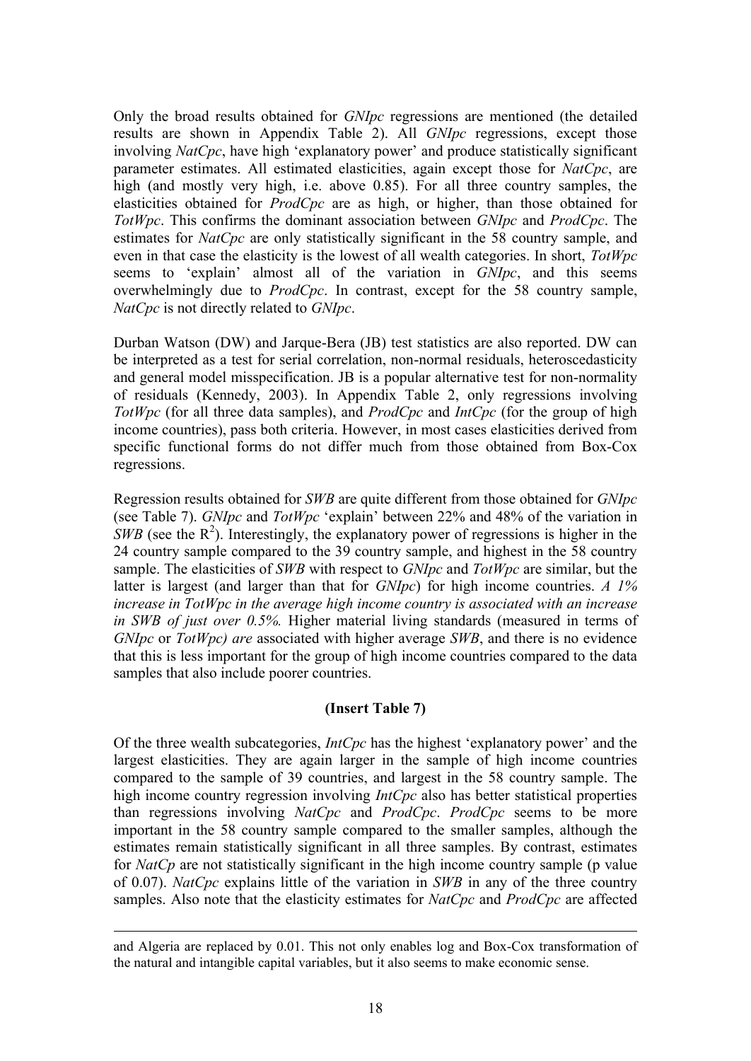Only the broad results obtained for *GNIpc* regressions are mentioned (the detailed results are shown in Appendix Table 2). All *GNIpc* regressions, except those involving *NatCpc*, have high 'explanatory power' and produce statistically significant parameter estimates. All estimated elasticities, again except those for *NatCpc*, are high (and mostly very high, i.e. above 0.85). For all three country samples, the elasticities obtained for *ProdCpc* are as high, or higher, than those obtained for *TotWpc*. This confirms the dominant association between *GNIpc* and *ProdCpc*. The estimates for *NatCpc* are only statistically significant in the 58 country sample, and even in that case the elasticity is the lowest of all wealth categories. In short, *TotWpc* seems to 'explain' almost all of the variation in *GNIpc*, and this seems overwhelmingly due to *ProdCpc*. In contrast, except for the 58 country sample, *NatCpc* is not directly related to *GNIpc*.

Durban Watson (DW) and Jarque-Bera (JB) test statistics are also reported. DW can be interpreted as a test for serial correlation, non-normal residuals, heteroscedasticity and general model misspecification. JB is a popular alternative test for non-normality of residuals (Kennedy, 2003). In Appendix Table 2, only regressions involving *TotWpc* (for all three data samples), and *ProdCpc* and *IntCpc* (for the group of high income countries), pass both criteria. However, in most cases elasticities derived from specific functional forms do not differ much from those obtained from Box-Cox regressions.

Regression results obtained for *SWB* are quite different from those obtained for *GNIpc* (see Table 7). *GNIpc* and *TotWpc* 'explain' between 22% and 48% of the variation in *SWB* (see the $R^2$). Interestingly, the explanatory power of regressions is higher in the 24 country sample compared to the 39 country sample, and highest in the 58 country sample. The elasticities of *SWB* with respect to *GNIpc* and *TotWpc* are similar, but the latter is largest (and larger than that for *GNIpc*) for high income countries. *A 1% increase in TotWpc in the average high income country is associated with an increase in SWB of just over 0.5%.* Higher material living standards (measured in terms of *GNIpc* or *TotWpc) are* associated with higher average *SWB*, and there is no evidence that this is less important for the group of high income countries compared to the data samples that also include poorer countries.

**(Insert Table 7)**

Of the three wealth subcategories, *IntCpc* has the highest 'explanatory power' and the largest elasticities. They are again larger in the sample of high income countries compared to the sample of 39 countries, and largest in the 58 country sample. The high income country regression involving *IntCpc* also has better statistical properties than regressions involving *NatCpc* and *ProdCpc*. *ProdCpc* seems to be more important in the 58 country sample compared to the smaller samples, although the estimates remain statistically significant in all three samples. By contrast, estimates for *NatCp* are not statistically significant in the high income country sample (p value of 0.07). *NatCpc* explains little of the variation in *SWB* in any of the three country samples. Also note that the elasticity estimates for *NatCpc* and *ProdCpc* are affected

---

and Algeria are replaced by 0.01. This not only enables log and Box-Cox transformation of the natural and intangible capital variables, but it also seems to make economic sense.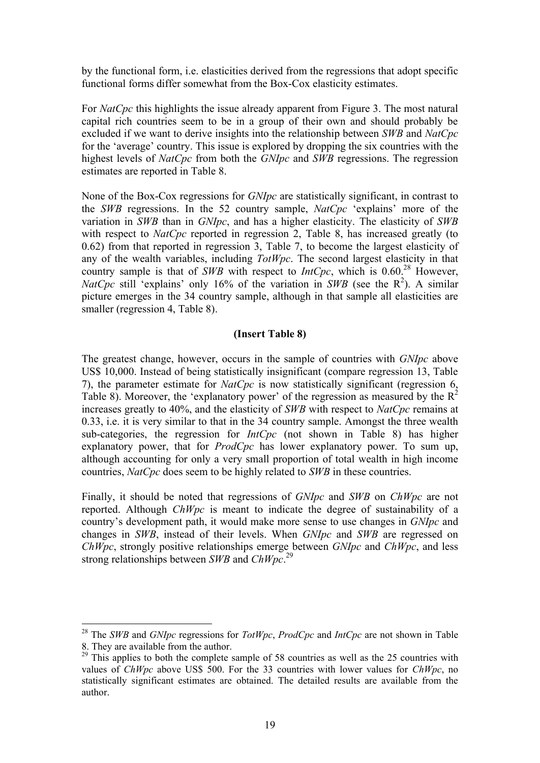by the functional form, i.e. elasticities derived from the regressions that adopt specific functional forms differ somewhat from the Box-Cox elasticity estimates.

For *NatCpc* this highlights the issue already apparent from Figure 3. The most natural capital rich countries seem to be in a group of their own and should probably be excluded if we want to derive insights into the relationship between *SWB* and *NatCpc* for the 'average' country. This issue is explored by dropping the six countries with the highest levels of *NatCpc* from both the *GNIpc* and *SWB* regressions. The regression estimates are reported in Table 8.

None of the Box-Cox regressions for *GNIpc* are statistically significant, in contrast to the *SWB* regressions. In the 52 country sample, *NatCpc* 'explains' more of the variation in *SWB* than in *GNIpc*, and has a higher elasticity. The elasticity of *SWB* with respect to *NatCpc* reported in regression 2, Table 8, has increased greatly (to 0.62) from that reported in regression 3, Table 7, to become the largest elasticity of any of the wealth variables, including *TotWpc*. The second largest elasticity in that country sample is that of *SWB* with respect to *IntCpc*, which is 0.60.[28] However, *NatCpc* still 'explains' only 16% of the variation in *SWB* (see the $R^2$). A similar picture emerges in the 34 country sample, although in that sample all elasticities are smaller (regression 4, Table 8).

**(Insert Table 8)**

The greatest change, however, occurs in the sample of countries with *GNIpc* above US$ 10,000. Instead of being statistically insignificant (compare regression 13, Table 7), the parameter estimate for *NatCpc* is now statistically significant (regression 6, Table 8). Moreover, the 'explanatory power' of the regression as measured by the $R^2$ increases greatly to 40%, and the elasticity of *SWB* with respect to *NatCpc* remains at 0.33, i.e. it is very similar to that in the 34 country sample. Amongst the three wealth sub-categories, the regression for *IntCpc* (not shown in Table 8) has higher explanatory power, that for *ProdCpc* has lower explanatory power. To sum up, although accounting for only a very small proportion of total wealth in high income countries, *NatCpc* does seem to be highly related to *SWB* in these countries.

Finally, it should be noted that regressions of *GNIpc* and *SWB* on *ChWpc* are not reported. Although *ChWpc* is meant to indicate the degree of sustainability of a country's development path, it would make more sense to use changes in *GNIpc* and changes in *SWB*, instead of their levels. When *GNIpc* and *SWB* are regressed on *ChWpc*, strongly positive relationships emerge between *GNIpc* and *ChWpc*, and less strong relationships between *SWB* and *ChWpc*.[29]

---

[28] The *SWB* and *GNIpc* regressions for *TotWpc*, *ProdCpc* and *IntCpc* are not shown in Table 8. They are available from the author.

[29] This applies to both the complete sample of 58 countries as well as the 25 countries with values of *ChWpc* above US$ 500. For the 33 countries with lower values for *ChWpc*, no statistically significant estimates are obtained. The detailed results are available from the author.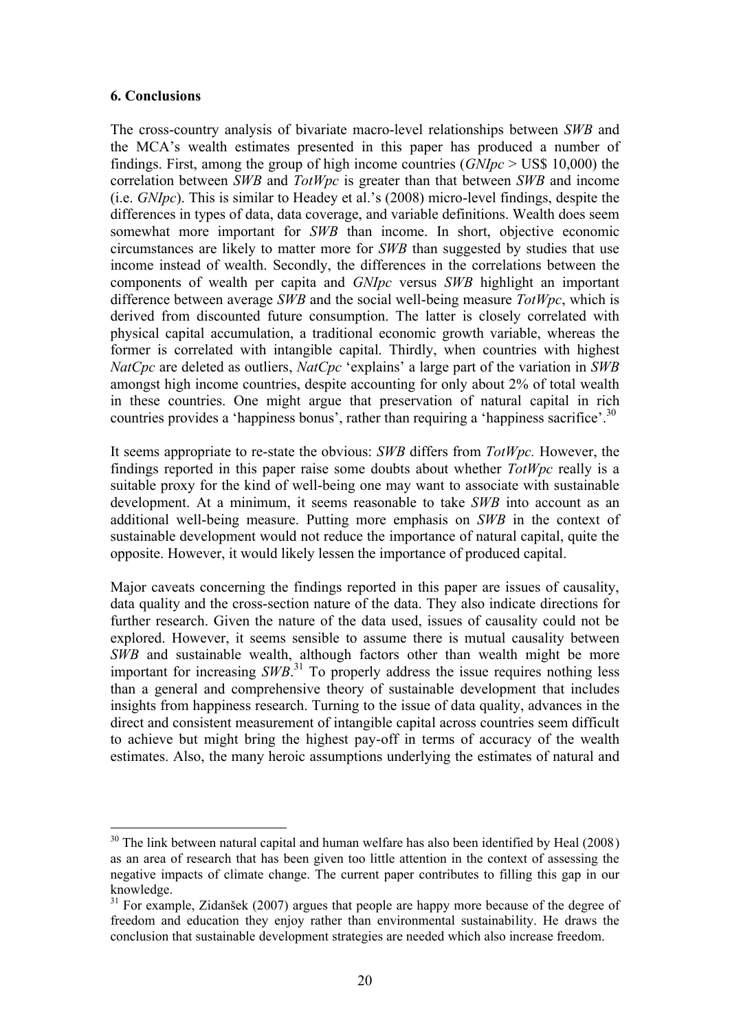### 6. Conclusions

The cross-country analysis of bivariate macro-level relationships between *SWB* and the MCA's wealth estimates presented in this paper has produced a number of findings. First, among the group of high income countries (*GNIpc* > US$ 10,000) the correlation between *SWB* and *TotWpc* is greater than that between *SWB* and income (i.e. *GNIpc*). This is similar to Headey et al.'s (2008) micro-level findings, despite the differences in types of data, data coverage, and variable definitions. Wealth does seem somewhat more important for *SWB* than income. In short, objective economic circumstances are likely to matter more for *SWB* than suggested by studies that use income instead of wealth. Secondly, the differences in the correlations between the components of wealth per capita and *GNIpc* versus *SWB* highlight an important difference between average *SWB* and the social well-being measure *TotWpc*, which is derived from discounted future consumption. The latter is closely correlated with physical capital accumulation, a traditional economic growth variable, whereas the former is correlated with intangible capital. Thirdly, when countries with highest *NatCpc* are deleted as outliers, *NatCpc* 'explains' a large part of the variation in *SWB* amongst high income countries, despite accounting for only about 2% of total wealth in these countries. One might argue that preservation of natural capital in rich countries provides a 'happiness bonus', rather than requiring a 'happiness sacrifice'.[30]

It seems appropriate to re-state the obvious: *SWB* differs from *TotWpc.* However, the findings reported in this paper raise some doubts about whether *TotWpc* really is a suitable proxy for the kind of well-being one may want to associate with sustainable development. At a minimum, it seems reasonable to take *SWB* into account as an additional well-being measure. Putting more emphasis on *SWB* in the context of sustainable development would not reduce the importance of natural capital, quite the opposite. However, it would likely lessen the importance of produced capital.

Major caveats concerning the findings reported in this paper are issues of causality, data quality and the cross-section nature of the data. They also indicate directions for further research. Given the nature of the data used, issues of causality could not be explored. However, it seems sensible to assume there is mutual causality between *SWB* and sustainable wealth, although factors other than wealth might be more important for increasing *SWB*.[31] To properly address the issue requires nothing less than a general and comprehensive theory of sustainable development that includes insights from happiness research. Turning to the issue of data quality, advances in the direct and consistent measurement of intangible capital across countries seem difficult to achieve but might bring the highest pay-off in terms of accuracy of the wealth estimates. Also, the many heroic assumptions underlying the estimates of natural and

[30] The link between natural capital and human welfare has also been identified by Heal (2008) as an area of research that has been given too little attention in the context of assessing the negative impacts of climate change. The current paper contributes to filling this gap in our knowledge.

[31] For example, Zidanšek (2007) argues that people are happy more because of the degree of freedom and education they enjoy rather than environmental sustainability. He draws the conclusion that sustainable development strategies are needed which also increase freedom.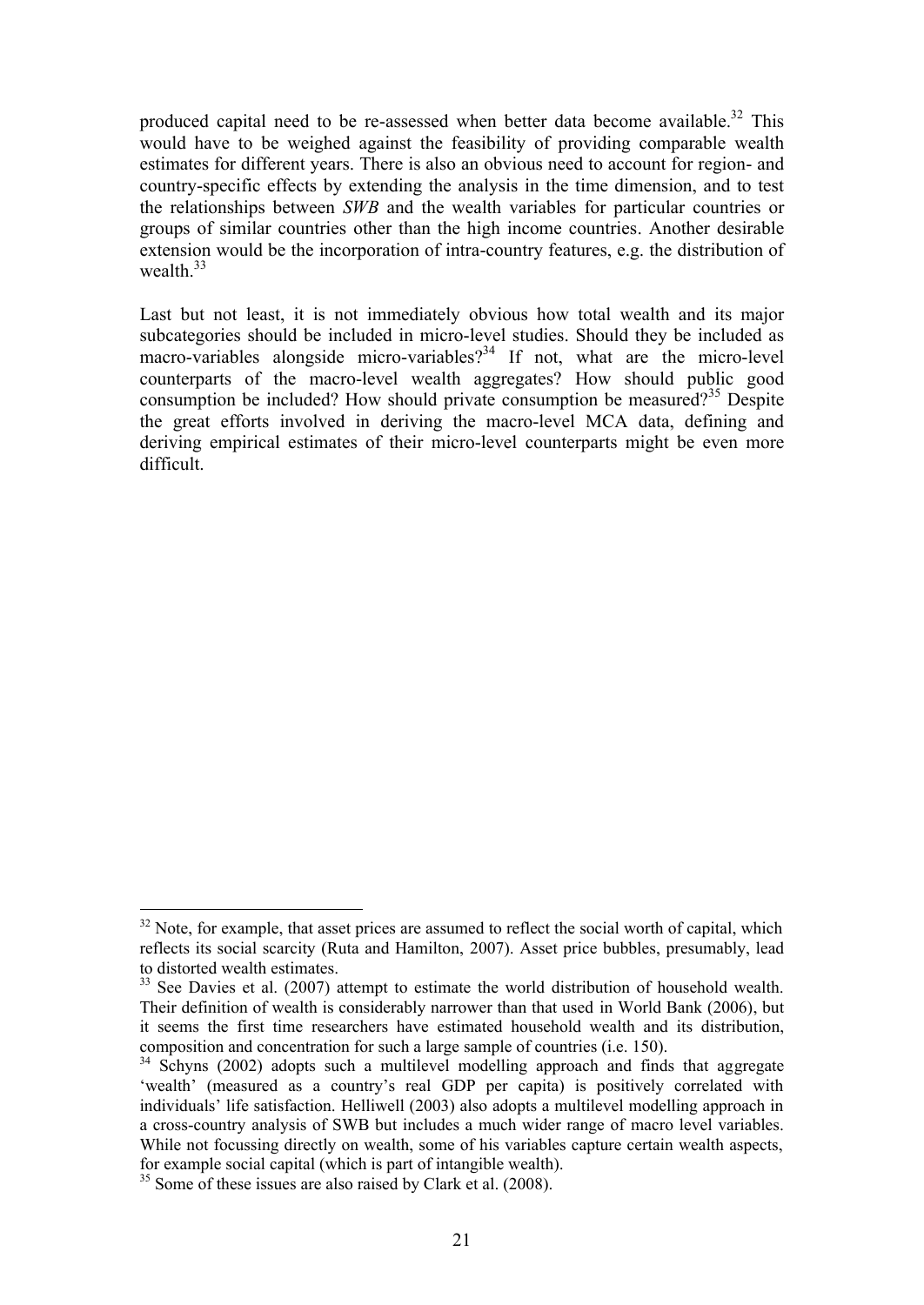produced capital need to be re-assessed when better data become available.[32] This would have to be weighed against the feasibility of providing comparable wealth estimates for different years. There is also an obvious need to account for region- and country-specific effects by extending the analysis in the time dimension, and to test the relationships between *SWB* and the wealth variables for particular countries or groups of similar countries other than the high income countries. Another desirable extension would be the incorporation of intra-country features, e.g. the distribution of wealth.[33]

Last but not least, it is not immediately obvious how total wealth and its major subcategories should be included in micro-level studies. Should they be included as macro-variables alongside micro-variables?[34] If not, what are the micro-level counterparts of the macro-level wealth aggregates? How should public good consumption be included? How should private consumption be measured?[35] Despite the great efforts involved in deriving the macro-level MCA data, defining and deriving empirical estimates of their micro-level counterparts might be even more difficult.

---

[32] Note, for example, that asset prices are assumed to reflect the social worth of capital, which reflects its social scarcity (Ruta and Hamilton, 2007). Asset price bubbles, presumably, lead to distorted wealth estimates.

[33] See Davies et al. (2007) attempt to estimate the world distribution of household wealth. Their definition of wealth is considerably narrower than that used in World Bank (2006), but it seems the first time researchers have estimated household wealth and its distribution, composition and concentration for such a large sample of countries (i.e. 150).

[34] Schyns (2002) adopts such a multilevel modelling approach and finds that aggregate 'wealth' (measured as a country's real GDP per capita) is positively correlated with individuals' life satisfaction. Helliwell (2003) also adopts a multilevel modelling approach in a cross-country analysis of SWB but includes a much wider range of macro level variables. While not focussing directly on wealth, some of his variables capture certain wealth aspects, for example social capital (which is part of intangible wealth).

[35] Some of these issues are also raised by Clark et al. (2008).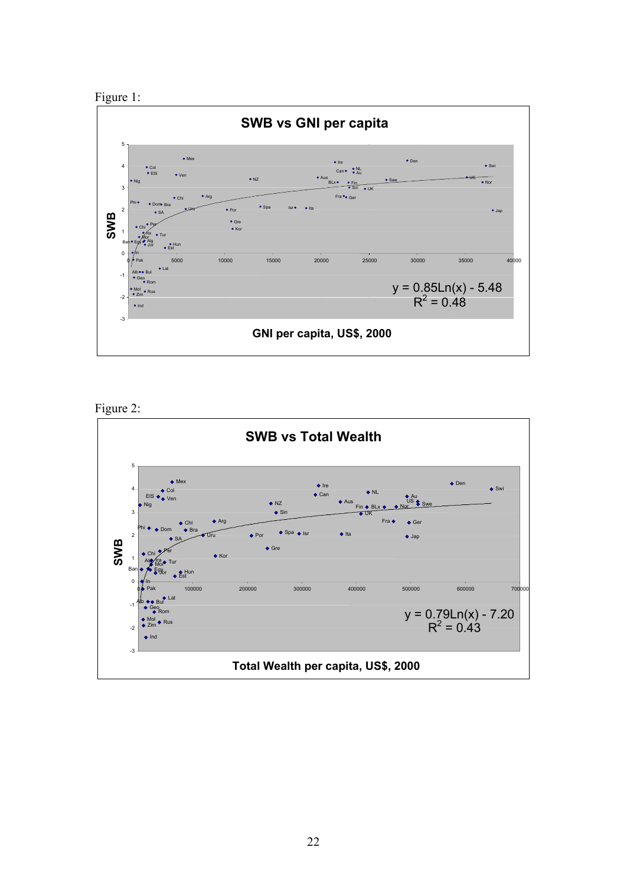Figure 1:

**SWB vs GNI per capita**

$y = 0.85Ln(x) - 5.48$

$R^2 = 0.48$

GNI per capita, US$, 2000

Figure 2:

**SWB vs Total Wealth**

$y = 0.79Ln(x) - 7.20$

$R^2 = 0.43$

Total Wealth per capita, US$, 2000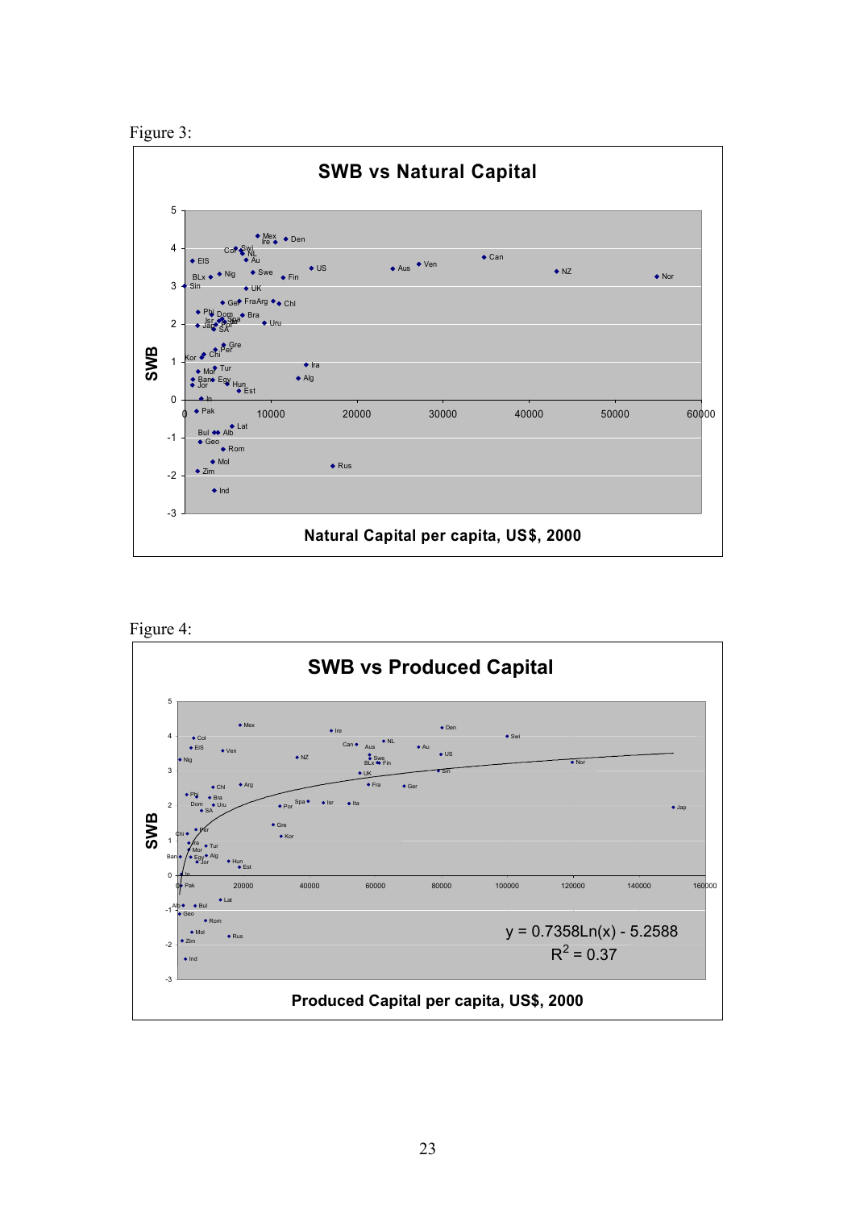Figure 3:

**SWB vs Natural Capital**

Figure 4:

**SWB vs Produced Capital**

$y = 0.7358\ln(x) - 5.2588$

$R^2 = 0.37$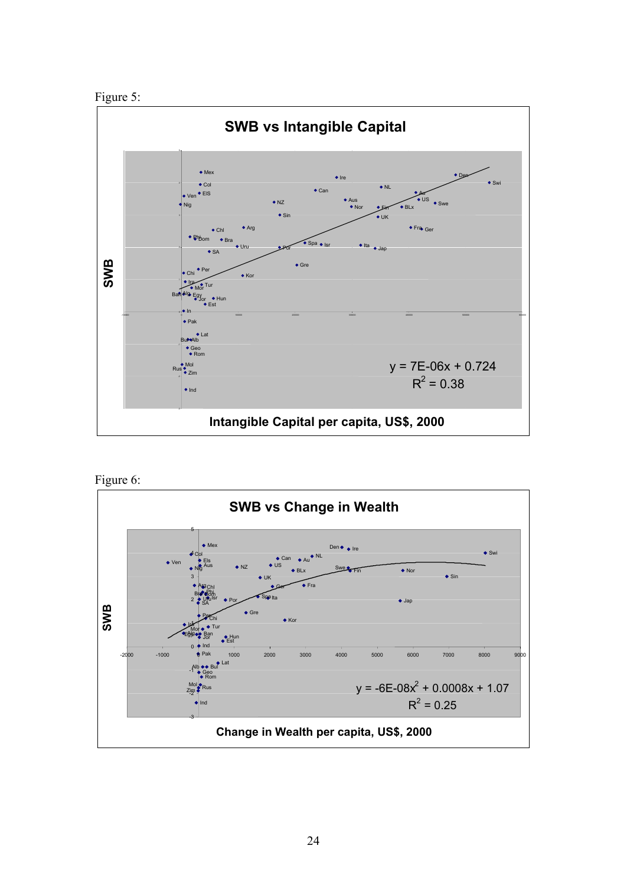Figure 5:

**SWB vs Intangible Capital**

$y = 7E\text{-}06x + 0.724$
$R^2 = 0.38$

SWB

Intangible Capital per capita, US$, 2000

Figure 6:

**SWB vs Change in Wealth**

$y = -6E\text{-}08x^2 + 0.0008x + 1.07$
$R^2 = 0.25$

SWB

Change in Wealth per capita, US$, 2000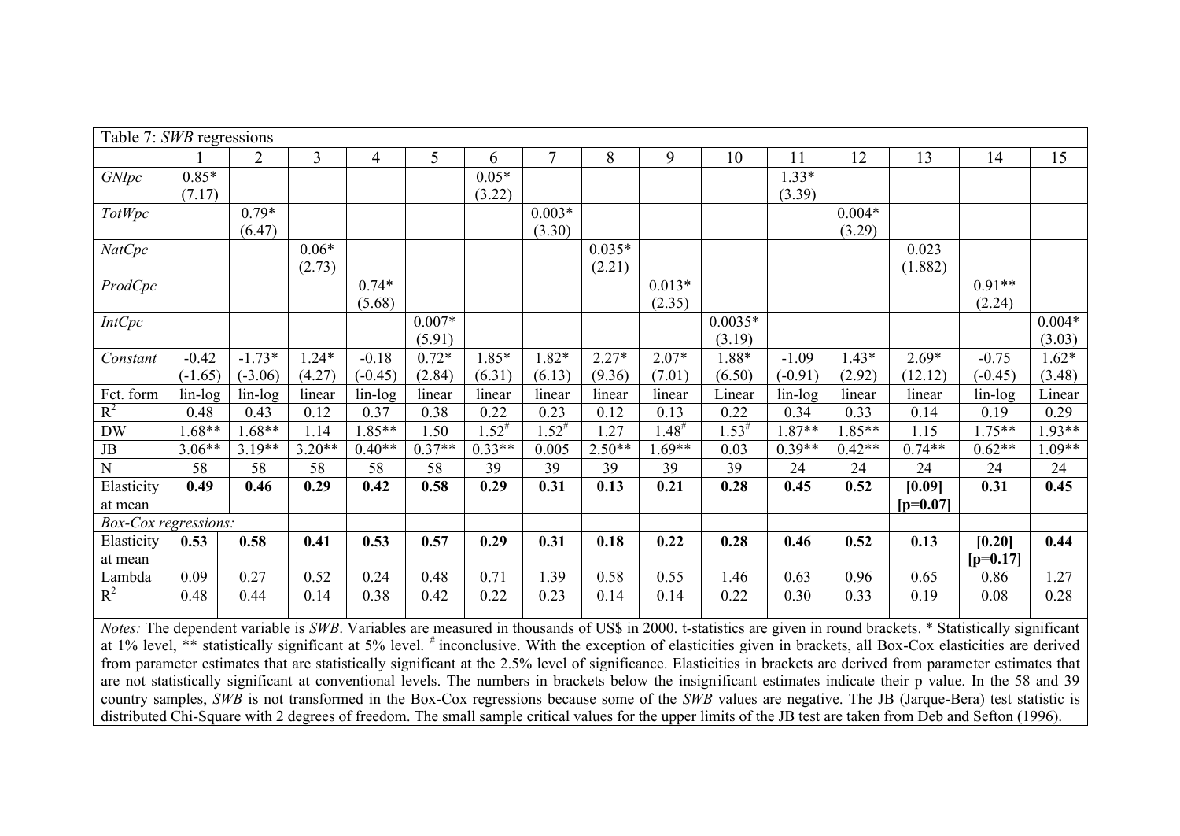Table 7: *SWB* regressions

| | 1 | 2 | 3 | 4 | 5 | 6 | 7 | 8 | 9 | 10 | 11 | 12 | 13 | 14 | 15 |
|---|---|---|---|---|---|---|---|---|---|---|---|---|---|---|---|
| *GNIpc* | 0.85* (7.17) | | | | | 0.05* (3.22) | | | | | 1.33* (3.39) | | | | |
| *TotWpc* | | 0.79* (6.47) | | | | | 0.003* (3.30) | | | | | 0.004* (3.29) | | | |
| *NatCpc* | | | 0.06* (2.73) | | | | | 0.035* (2.21) | | | | | 0.023 (1.882) | | |
| *ProdCpc* | | | | 0.74* (5.68) | | | | | 0.013* (2.35) | | | | | 0.91** (2.24) | |
| *IntCpc* | | | | | 0.007* (5.91) | | | | | 0.0035* (3.19) | | | | | 0.004* (3.03) |
| *Constant* | -0.42 (-1.65) | -1.73* (-3.06) | 1.24* (4.27) | -0.18 (-0.45) | 0.72* (2.84) | 1.85* (6.31) | 1.82* (6.13) | 2.27* (9.36) | 2.07* (7.01) | 1.88* (6.50) | -1.09 (-0.91) | 1.43* (2.92) | 2.69* (12.12) | -0.75 (-0.45) | 1.62* (3.48) |
| Fct. form | lin-log | lin-log | linear | lin-log | linear | linear | linear | linear | linear | Linear | lin-log | linear | linear | lin-log | Linear |
| $R^2$ | 0.48 | 0.43 | 0.12 | 0.37 | 0.38 | 0.22 | 0.23 | 0.12 | 0.13 | 0.22 | 0.34 | 0.33 | 0.14 | 0.19 | 0.29 |
| DW | 1.68** | 1.68** | 1.14 | 1.85** | 1.50 | 1.52# | 1.52# | 1.27 | 1.48# | 1.53# | 1.87** | 1.85** | 1.15 | 1.75** | 1.93** |
| JB | 3.06** | 3.19** | 3.20** | 0.40** | 0.37** | 0.33** | 0.005 | 2.50** | 1.69** | 0.03 | 0.39** | 0.42** | 0.74** | 0.62** | 1.09** |
| N | 58 | 58 | 58 | 58 | 58 | 39 | 39 | 39 | 39 | 39 | 24 | 24 | 24 | 24 | 24 |
| Elasticity at mean | **0.49** | **0.46** | **0.29** | **0.42** | **0.58** | **0.29** | **0.31** | **0.13** | **0.21** | **0.28** | **0.45** | **0.52** | **[0.09] [p=0.07]** | **0.31** | **0.45** |
| *Box-Cox regressions:* | | | | | | | | | | | | | | | |
| Elasticity at mean | **0.53** | **0.58** | **0.41** | **0.53** | **0.57** | **0.29** | **0.31** | **0.18** | **0.22** | **0.28** | **0.46** | **0.52** | **0.13** | **[0.20] [p=0.17]** | **0.44** |
| Lambda | 0.09 | 0.27 | 0.52 | 0.24 | 0.48 | 0.71 | 1.39 | 0.58 | 0.55 | 1.46 | 0.63 | 0.96 | 0.65 | 0.86 | 1.27 |
| $R^2$ | 0.48 | 0.44 | 0.14 | 0.38 | 0.42 | 0.22 | 0.23 | 0.14 | 0.14 | 0.22 | 0.30 | 0.33 | 0.19 | 0.08 | 0.28 |

*Notes:* The dependent variable is *SWB*. Variables are measured in thousands of US$ in 2000. t-statistics are given in round brackets. * Statistically significant at 1% level, ** statistically significant at 5% level. # inconclusive. With the exception of elasticities given in brackets, all Box-Cox elasticities are derived from parameter estimates that are statistically significant at the 2.5% level of significance. Elasticities in brackets are derived from parameter estimates that are not statistically significant at conventional levels. The numbers in brackets below the insignificant estimates indicate their p value. In the 58 and 39 country samples, *SWB* is not transformed in the Box-Cox regressions because some of the *SWB* values are negative. The JB (Jarque-Bera) test statistic is distributed Chi-Square with 2 degrees of freedom. The small sample critical values for the upper limits of the JB test are taken from Deb and Sefton (1996).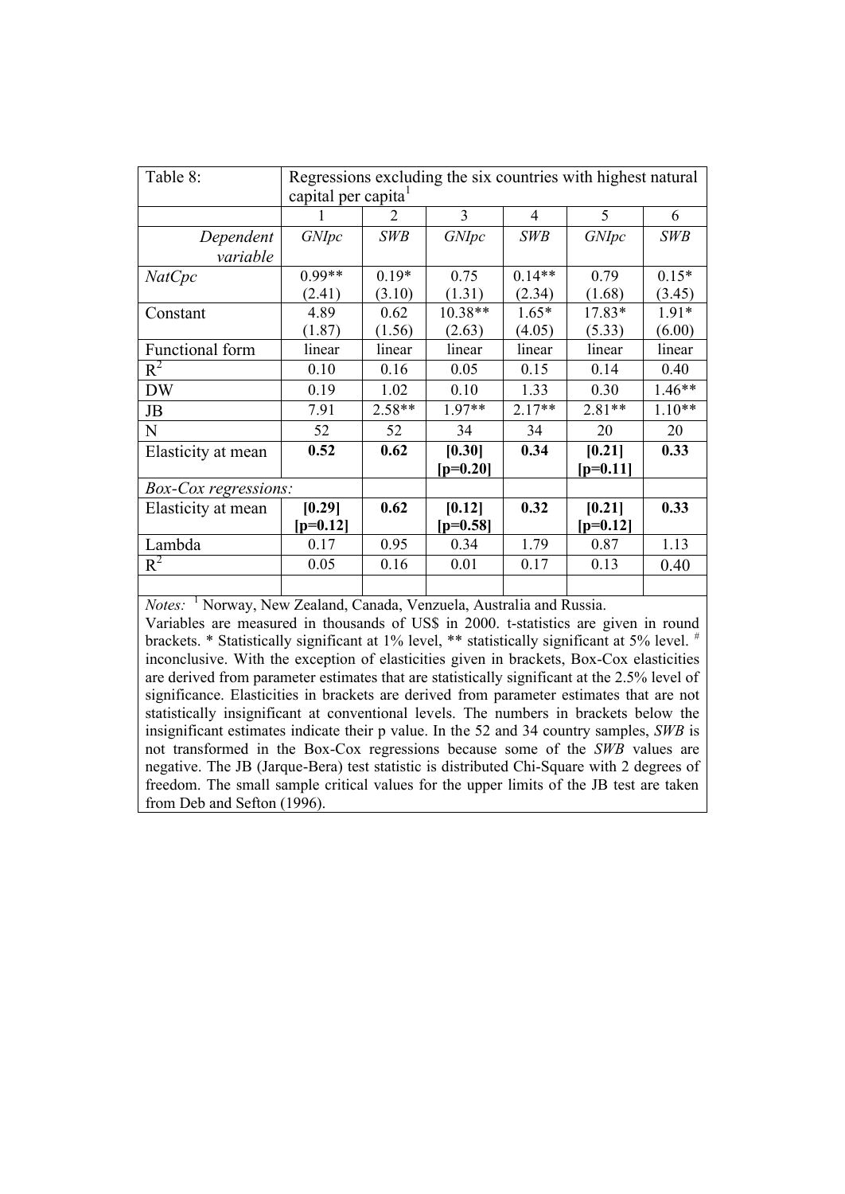| Table 8: | Regressions excluding the six countries with highest natural capital per capita[1] | | | | | |
|---|---|---|---|---|---|---|
| | 1 | 2 | 3 | 4 | 5 | 6 |
| *Dependent variable* | *GNIpc* | *SWB* | *GNIpc* | *SWB* | *GNIpc* | *SWB* |
| *NatCpc* | 0.99** (2.41) | 0.19* (3.10) | 0.75 (1.31) | 0.14** (2.34) | 0.79 (1.68) | 0.15* (3.45) |
| Constant | 4.89 (1.87) | 0.62 (1.56) | 10.38** (2.63) | 1.65* (4.05) | 17.83* (5.33) | 1.91* (6.00) |
| Functional form | linear | linear | linear | linear | linear | linear |
| $R^2$ | 0.10 | 0.16 | 0.05 | 0.15 | 0.14 | 0.40 |
| DW | 0.19 | 1.02 | 0.10 | 1.33 | 0.30 | 1.46** |
| JB | 7.91 | 2.58** | 1.97** | 2.17** | 2.81** | 1.10** |
| N | 52 | 52 | 34 | 34 | 20 | 20 |
| Elasticity at mean | **0.52** | **0.62** | **[0.30] [p=0.20]** | **0.34** | **[0.21] [p=0.11]** | **0.33** |
| *Box-Cox regressions:* | | | | | | |
| Elasticity at mean | **[0.29] [p=0.12]** | **0.62** | **[0.12] [p=0.58]** | **0.32** | **[0.21] [p=0.12]** | **0.33** |
| Lambda | 0.17 | 0.95 | 0.34 | 1.79 | 0.87 | 1.13 |
| $R^2$ | 0.05 | 0.16 | 0.01 | 0.17 | 0.13 | 0.40 |

*Notes:* [1] Norway, New Zealand, Canada, Venzuela, Australia and Russia.
Variables are measured in thousands of US$ in 2000. t-statistics are given in round brackets. * Statistically significant at 1% level, ** statistically significant at 5% level. # inconclusive. With the exception of elasticities given in brackets, Box-Cox elasticities are derived from parameter estimates that are statistically significant at the 2.5% level of significance. Elasticities in brackets are derived from parameter estimates that are not statistically insignificant at conventional levels. The numbers in brackets below the insignificant estimates indicate their p value. In the 52 and 34 country samples, *SWB* is not transformed in the Box-Cox regressions because some of the *SWB* values are negative. The JB (Jarque-Bera) test statistic is distributed Chi-Square with 2 degrees of freedom. The small sample critical values for the upper limits of the JB test are taken from Deb and Sefton (1996).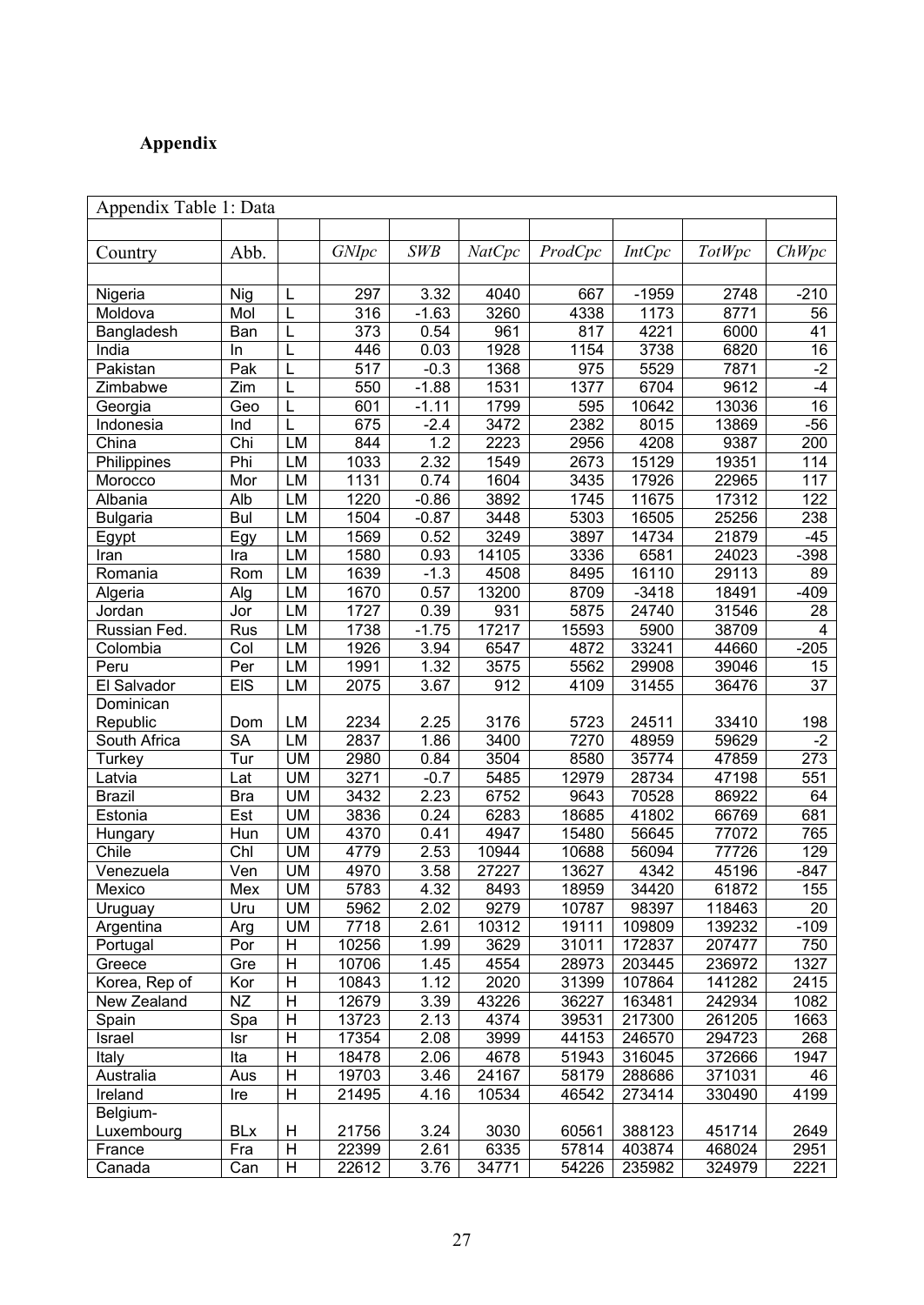# Appendix

| Appendix Table 1: Data | | | | | | | | | |
|---|---|---|---|---|---|---|---|---|---|
| Country | Abb. | | *GNIpc* | *SWB* | *NatCpc* | *ProdCpc* | *IntCpc* | *TotWpc* | *ChWpc* |
| Nigeria | Nig | L | 297 | 3.32 | 4040 | 667 | -1959 | 2748 | -210 |
| Moldova | Mol | L | 316 | -1.63 | 3260 | 4338 | 1173 | 8771 | 56 |
| Bangladesh | Ban | L | 373 | 0.54 | 961 | 817 | 4221 | 6000 | 41 |
| India | In | L | 446 | 0.03 | 1928 | 1154 | 3738 | 6820 | 16 |
| Pakistan | Pak | L | 517 | -0.3 | 1368 | 975 | 5529 | 7871 | -2 |
| Zimbabwe | Zim | L | 550 | -1.88 | 1531 | 1377 | 6704 | 9612 | -4 |
| Georgia | Geo | L | 601 | -1.11 | 1799 | 595 | 10642 | 13036 | 16 |
| Indonesia | Ind | L | 675 | -2.4 | 3472 | 2382 | 8015 | 13869 | -56 |
| China | Chi | LM | 844 | 1.2 | 2223 | 2956 | 4208 | 9387 | 200 |
| Philippines | Phi | LM | 1033 | 2.32 | 1549 | 2673 | 15129 | 19351 | 114 |
| Morocco | Mor | LM | 1131 | 0.74 | 1604 | 3435 | 17926 | 22965 | 117 |
| Albania | Alb | LM | 1220 | -0.86 | 3892 | 1745 | 11675 | 17312 | 122 |
| Bulgaria | Bul | LM | 1504 | -0.87 | 3448 | 5303 | 16505 | 25256 | 238 |
| Egypt | Egy | LM | 1569 | 0.52 | 3249 | 3897 | 14734 | 21879 | -45 |
| Iran | Ira | LM | 1580 | 0.93 | 14105 | 3336 | 6581 | 24023 | -398 |
| Romania | Rom | LM | 1639 | -1.3 | 4508 | 8495 | 16110 | 29113 | 89 |
| Algeria | Alg | LM | 1670 | 0.57 | 13200 | 8709 | -3418 | 18491 | -409 |
| Jordan | Jor | LM | 1727 | 0.39 | 931 | 5875 | 24740 | 31546 | 28 |
| Russian Fed. | Rus | LM | 1738 | -1.75 | 17217 | 15593 | 5900 | 38709 | 4 |
| Colombia | Col | LM | 1926 | 3.94 | 6547 | 4872 | 33241 | 44660 | -205 |
| Peru | Per | LM | 1991 | 1.32 | 3575 | 5562 | 29908 | 39046 | 15 |
| El Salvador | ElS | LM | 2075 | 3.67 | 912 | 4109 | 31455 | 36476 | 37 |
| Dominican Republic | Dom | LM | 2234 | 2.25 | 3176 | 5723 | 24511 | 33410 | 198 |
| South Africa | SA | LM | 2837 | 1.86 | 3400 | 7270 | 48959 | 59629 | -2 |
| Turkey | Tur | UM | 2980 | 0.84 | 3504 | 8580 | 35774 | 47859 | 273 |
| Latvia | Lat | UM | 3271 | -0.7 | 5485 | 12979 | 28734 | 47198 | 551 |
| Brazil | Bra | UM | 3432 | 2.23 | 6752 | 9643 | 70528 | 86922 | 64 |
| Estonia | Est | UM | 3836 | 0.24 | 6283 | 18685 | 41802 | 66769 | 681 |
| Hungary | Hun | UM | 4370 | 0.41 | 4947 | 15480 | 56645 | 77072 | 765 |
| Chile | Chl | UM | 4779 | 2.53 | 10944 | 10688 | 56094 | 77726 | 129 |
| Venezuela | Ven | UM | 4970 | 3.58 | 27227 | 13627 | 4342 | 45196 | -847 |
| Mexico | Mex | UM | 5783 | 4.32 | 8493 | 18959 | 34420 | 61872 | 155 |
| Uruguay | Uru | UM | 5962 | 2.02 | 9279 | 10787 | 98397 | 118463 | 20 |
| Argentina | Arg | UM | 7718 | 2.61 | 10312 | 19111 | 109809 | 139232 | -109 |
| Portugal | Por | H | 10256 | 1.99 | 3629 | 31011 | 172837 | 207477 | 750 |
| Greece | Gre | H | 10706 | 1.45 | 4554 | 28973 | 203445 | 236972 | 1327 |
| Korea, Rep of | Kor | H | 10843 | 1.12 | 2020 | 31399 | 107864 | 141282 | 2415 |
| New Zealand | NZ | H | 12679 | 3.39 | 43226 | 36227 | 163481 | 242934 | 1082 |
| Spain | Spa | H | 13723 | 2.13 | 4374 | 39531 | 217300 | 261205 | 1663 |
| Israel | Isr | H | 17354 | 2.08 | 3999 | 44153 | 246570 | 294723 | 268 |
| Italy | Ita | H | 18478 | 2.06 | 4678 | 51943 | 316045 | 372666 | 1947 |
| Australia | Aus | H | 19703 | 3.46 | 24167 | 58179 | 288686 | 371031 | 46 |
| Ireland | Ire | H | 21495 | 4.16 | 10534 | 46542 | 273414 | 330490 | 4199 |
| Belgium-Luxembourg | BLx | H | 21756 | 3.24 | 3030 | 60561 | 388123 | 451714 | 2649 |
| France | Fra | H | 22399 | 2.61 | 6335 | 57814 | 403874 | 468024 | 2951 |
| Canada | Can | H | 22612 | 3.76 | 34771 | 54226 | 235982 | 324979 | 2221 |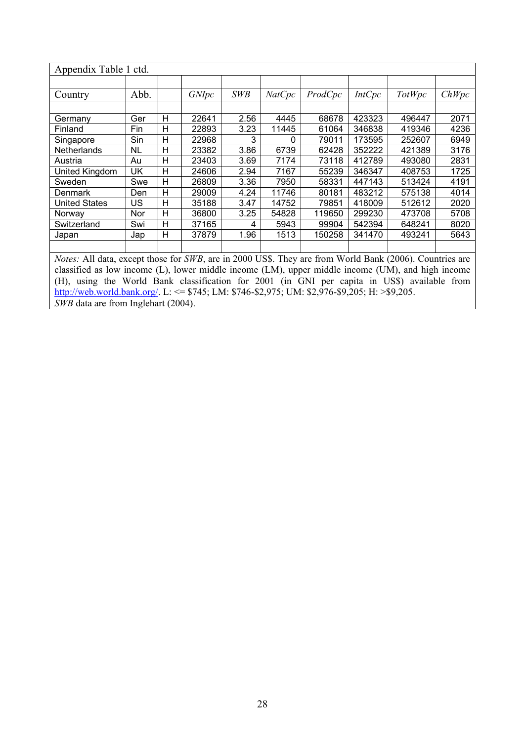Appendix Table 1 ctd.

| Country | Abb. | | *GNIpc* | *SWB* | *NatCpc* | *ProdCpc* | *IntCpc* | *TotWpc* | *ChWpc* |
|---|---|---|---|---|---|---|---|---|---|
| Germany | Ger | H | 22641 | 2.56 | 4445 | 68678 | 423323 | 496447 | 2071 |
| Finland | Fin | H | 22893 | 3.23 | 11445 | 61064 | 346838 | 419346 | 4236 |
| Singapore | Sin | H | 22968 | 3 | 0 | 79011 | 173595 | 252607 | 6949 |
| Netherlands | NL | H | 23382 | 3.86 | 6739 | 62428 | 352222 | 421389 | 3176 |
| Austria | Au | H | 23403 | 3.69 | 7174 | 73118 | 412789 | 493080 | 2831 |
| United Kingdom | UK | H | 24606 | 2.94 | 7167 | 55239 | 346347 | 408753 | 1725 |
| Sweden | Swe | H | 26809 | 3.36 | 7950 | 58331 | 447143 | 513424 | 4191 |
| Denmark | Den | H | 29009 | 4.24 | 11746 | 80181 | 483212 | 575138 | 4014 |
| United States | US | H | 35188 | 3.47 | 14752 | 79851 | 418009 | 512612 | 2020 |
| Norway | Nor | H | 36800 | 3.25 | 54828 | 119650 | 299230 | 473708 | 5708 |
| Switzerland | Swi | H | 37165 | 4 | 5943 | 99904 | 542394 | 648241 | 8020 |
| Japan | Jap | H | 37879 | 1.96 | 1513 | 150258 | 341470 | 493241 | 5643 |

*Notes:* All data, except those for *SWB*, are in 2000 US$. They are from World Bank (2006). Countries are classified as low income (L), lower middle income (LM), upper middle income (UM), and high income (H), using the World Bank classification for 2001 (in GNI per capita in US$) available from http://web.world.bank.org/. L: <= $745; LM: $746-$2,975; UM: $2,976-$9,205; H: >$9,205.
*SWB* data are from Inglehart (2004).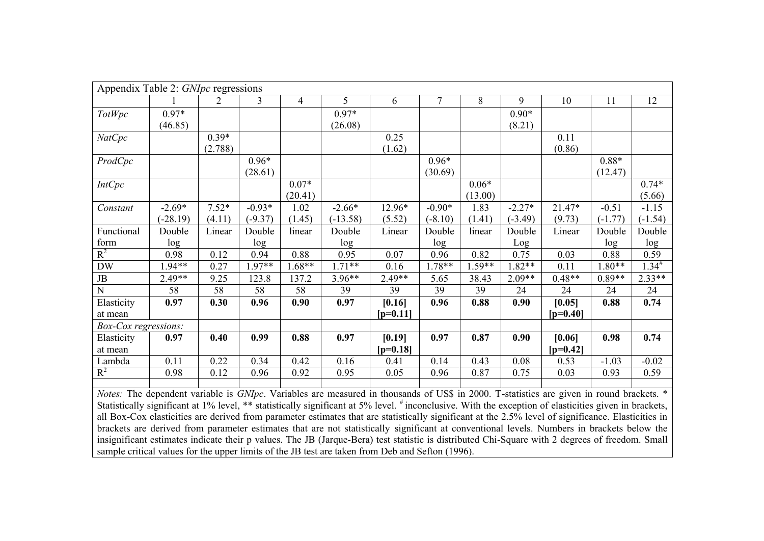| Appendix Table 2: *GNIpc* regressions | | | | | | | | | | | | |
|---|---|---|---|---|---|---|---|---|---|---|---|---|
| | 1 | 2 | 3 | 4 | 5 | 6 | 7 | 8 | 9 | 10 | 11 | 12 |
| *TotWpc* | 0.97* (46.85) | | | | 0.97* (26.08) | | | | 0.90* (8.21) | | | |
| *NatCpc* | | 0.39* (2.788) | | | | 0.25 (1.62) | | | | 0.11 (0.86) | | |
| *ProdCpc* | | | 0.96* (28.61) | | | | 0.96* (30.69) | | | | 0.88* (12.47) | |
| *IntCpc* | | | | 0.07* (20.41) | | | | 0.06* (13.00) | | | | 0.74* (5.66) |
| *Constant* | -2.69* (-28.19) | 7.52* (4.11) | -0.93* (-9.37) | 1.02 (1.45) | -2.66* (-13.58) | 12.96* (5.52) | -0.90* (-8.10) | 1.83 (1.41) | -2.27* (-3.49) | 21.47* (9.73) | -0.51 (-1.77) | -1.15 (-1.54) |
| Functional form | Double log | Linear | Double log | linear | Double log | Linear | Double log | linear | Double Log | Linear | Double log | Double log |
| $R^2$ | 0.98 | 0.12 | 0.94 | 0.88 | 0.95 | 0.07 | 0.96 | 0.82 | 0.75 | 0.03 | 0.88 | 0.59 |
| DW | 1.94** | 0.27 | 1.97** | 1.68** | 1.71** | 0.16 | 1.78** | 1.59** | 1.82** | 0.11 | 1.80** | 1.34[#] |
| JB | 2.49** | 9.25 | 123.8 | 137.2 | 3.96** | 2.49** | 5.65 | 38.43 | 2.09** | 0.48** | 0.89** | 2.33** |
| N | 58 | 58 | 58 | 58 | 39 | 39 | 39 | 39 | 24 | 24 | 24 | 24 |
| Elasticity at mean | **0.97** | **0.30** | **0.96** | **0.90** | **0.97** | **[0.16] [p=0.11]** | **0.96** | **0.88** | **0.90** | **[0.05] [p=0.40]** | **0.88** | **0.74** |
| *Box-Cox regressions:* | | | | | | | | | | | | |
| Elasticity at mean | **0.97** | **0.40** | **0.99** | **0.88** | **0.97** | **[0.19] [p=0.18]** | **0.97** | **0.87** | **0.90** | **[0.06] [p=0.42]** | **0.98** | **0.74** |
| Lambda | 0.11 | 0.22 | 0.34 | 0.42 | 0.16 | 0.41 | 0.14 | 0.43 | 0.08 | 0.53 | -1.03 | -0.02 |
| $R^2$ | 0.98 | 0.12 | 0.96 | 0.92 | 0.95 | 0.05 | 0.96 | 0.87 | 0.75 | 0.03 | 0.93 | 0.59 |

*Notes:* The dependent variable is *GNIpc*. Variables are measured in thousands of US$ in 2000. T-statistics are given in round brackets. * Statistically significant at 1% level, ** statistically significant at 5% level. [#] inconclusive. With the exception of elasticities given in brackets, all Box-Cox elasticities are derived from parameter estimates that are statistically significant at the 2.5% level of significance. Elasticities in brackets are derived from parameter estimates that are not statistically significant at conventional levels. Numbers in brackets below the insignificant estimates indicate their p values. The JB (Jarque-Bera) test statistic is distributed Chi-Square with 2 degrees of freedom. Small sample critical values for the upper limits of the JB test are taken from Deb and Sefton (1996).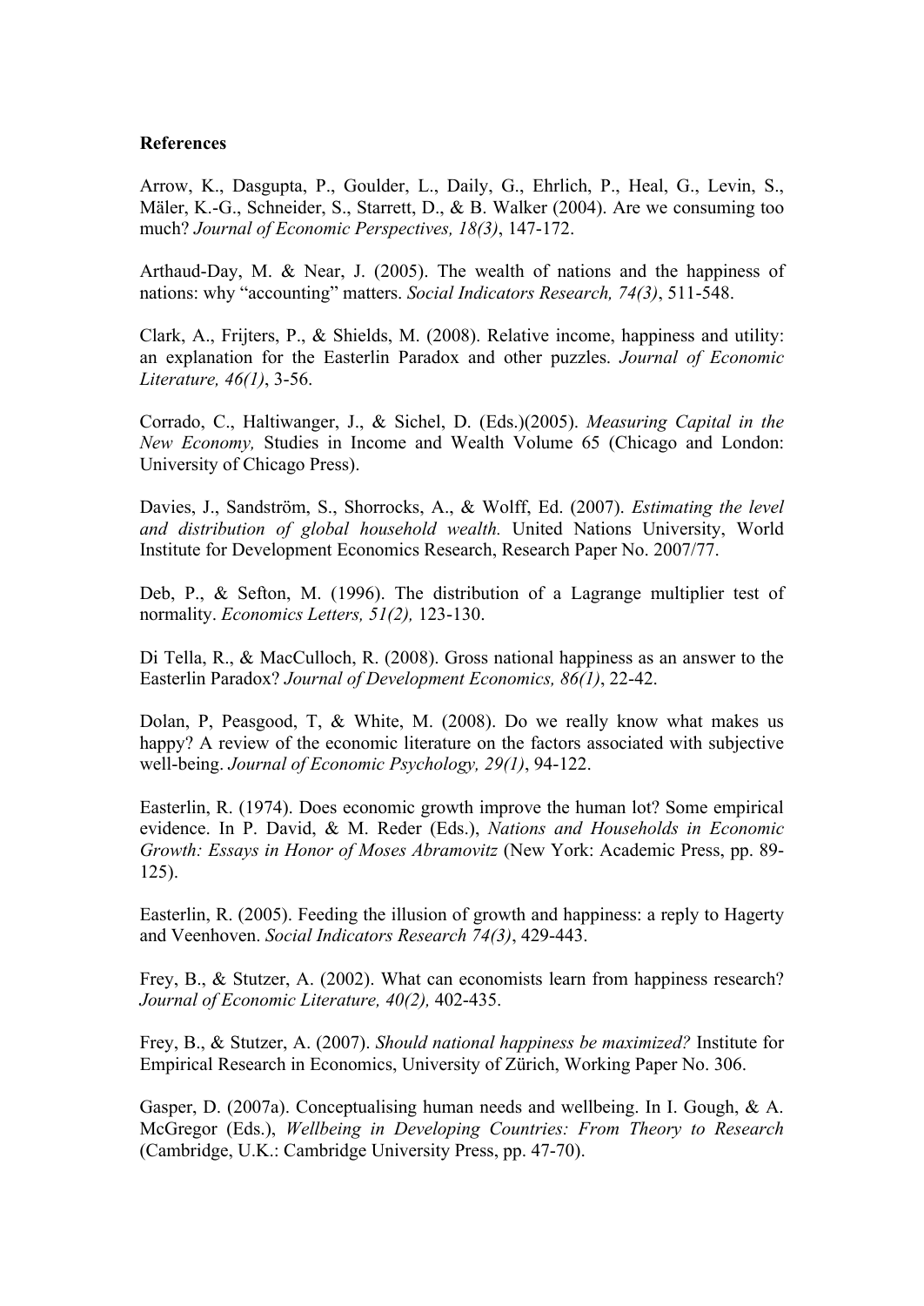**References**

Arrow, K., Dasgupta, P., Goulder, L., Daily, G., Ehrlich, P., Heal, G., Levin, S., Mäler, K.-G., Schneider, S., Starrett, D., & B. Walker (2004). Are we consuming too much? *Journal of Economic Perspectives, 18(3)*, 147-172.

Arthaud-Day, M. & Near, J. (2005). The wealth of nations and the happiness of nations: why "accounting" matters. *Social Indicators Research, 74(3)*, 511-548.

Clark, A., Frijters, P., & Shields, M. (2008). Relative income, happiness and utility: an explanation for the Easterlin Paradox and other puzzles. *Journal of Economic Literature, 46(1)*, 3-56.

Corrado, C., Haltiwanger, J., & Sichel, D. (Eds.)(2005). *Measuring Capital in the New Economy,* Studies in Income and Wealth Volume 65 (Chicago and London: University of Chicago Press).

Davies, J., Sandström, S., Shorrocks, A., & Wolff, Ed. (2007). *Estimating the level and distribution of global household wealth.* United Nations University, World Institute for Development Economics Research, Research Paper No. 2007/77.

Deb, P., & Sefton, M. (1996). The distribution of a Lagrange multiplier test of normality. *Economics Letters, 51(2),* 123-130.

Di Tella, R., & MacCulloch, R. (2008). Gross national happiness as an answer to the Easterlin Paradox? *Journal of Development Economics, 86(1)*, 22-42.

Dolan, P, Peasgood, T, & White, M. (2008). Do we really know what makes us happy? A review of the economic literature on the factors associated with subjective well-being. *Journal of Economic Psychology, 29(1)*, 94-122.

Easterlin, R. (1974). Does economic growth improve the human lot? Some empirical evidence. In P. David, & M. Reder (Eds.), *Nations and Households in Economic Growth: Essays in Honor of Moses Abramovitz* (New York: Academic Press, pp. 89-125).

Easterlin, R. (2005). Feeding the illusion of growth and happiness: a reply to Hagerty and Veenhoven. *Social Indicators Research 74(3)*, 429-443.

Frey, B., & Stutzer, A. (2002). What can economists learn from happiness research? *Journal of Economic Literature, 40(2),* 402-435.

Frey, B., & Stutzer, A. (2007). *Should national happiness be maximized?* Institute for Empirical Research in Economics, University of Zürich, Working Paper No. 306.

Gasper, D. (2007a). Conceptualising human needs and wellbeing. In I. Gough, & A. McGregor (Eds.), *Wellbeing in Developing Countries: From Theory to Research* (Cambridge, U.K.: Cambridge University Press, pp. 47-70).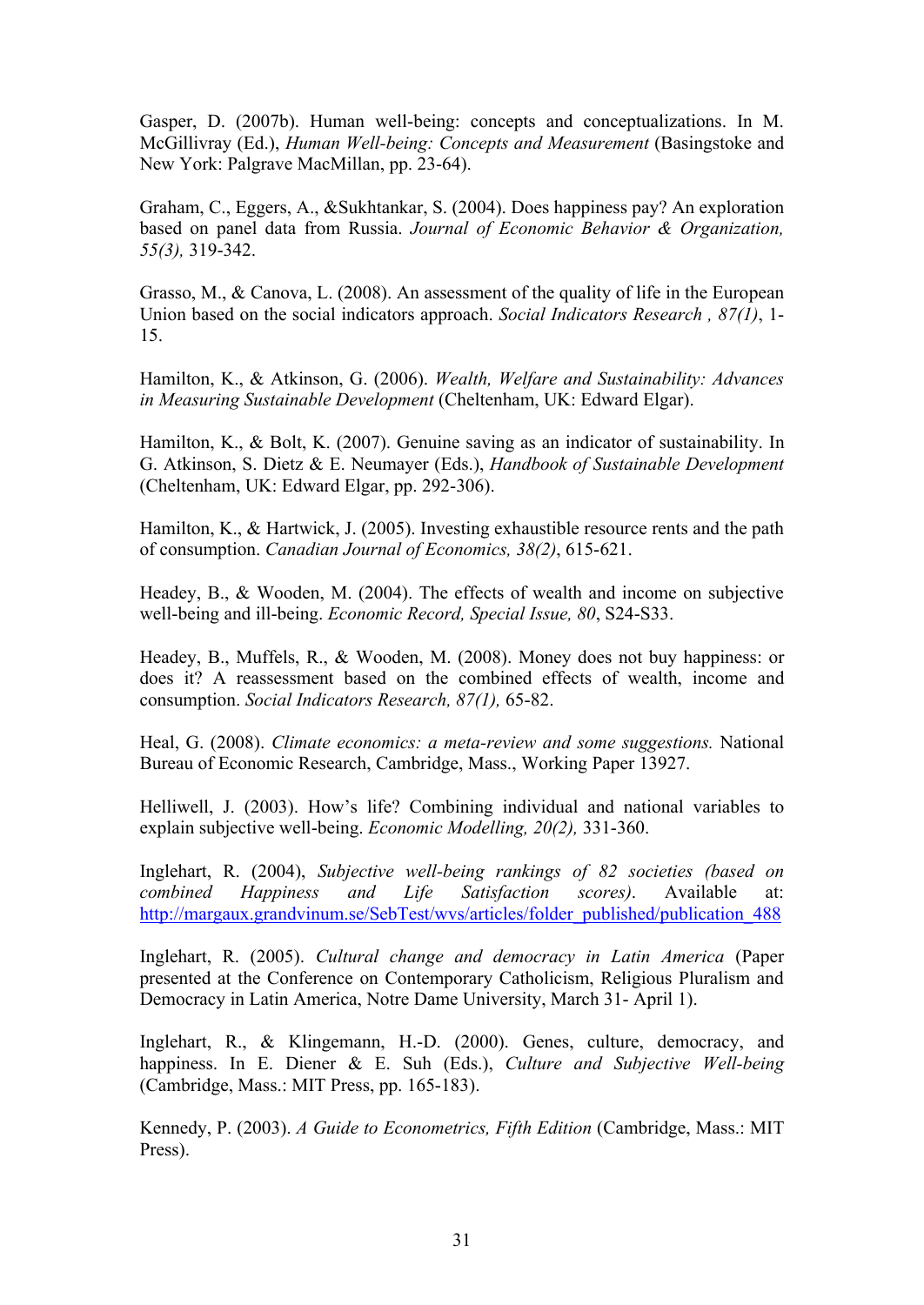Gasper, D. (2007b). Human well-being: concepts and conceptualizations. In M. McGillivray (Ed.), *Human Well-being: Concepts and Measurement* (Basingstoke and New York: Palgrave MacMillan, pp. 23-64).

Graham, C., Eggers, A., &Sukhtankar, S. (2004). Does happiness pay? An exploration based on panel data from Russia. *Journal of Economic Behavior & Organization, 55(3),* 319-342.

Grasso, M., & Canova, L. (2008). An assessment of the quality of life in the European Union based on the social indicators approach. *Social Indicators Research , 87(1)*, 1-15.

Hamilton, K., & Atkinson, G. (2006). *Wealth, Welfare and Sustainability: Advances in Measuring Sustainable Development* (Cheltenham, UK: Edward Elgar).

Hamilton, K., & Bolt, K. (2007). Genuine saving as an indicator of sustainability. In G. Atkinson, S. Dietz & E. Neumayer (Eds.), *Handbook of Sustainable Development* (Cheltenham, UK: Edward Elgar, pp. 292-306).

Hamilton, K., & Hartwick, J. (2005). Investing exhaustible resource rents and the path of consumption. *Canadian Journal of Economics, 38(2)*, 615-621.

Headey, B., & Wooden, M. (2004). The effects of wealth and income on subjective well-being and ill-being. *Economic Record, Special Issue, 80*, S24-S33.

Headey, B., Muffels, R., & Wooden, M. (2008). Money does not buy happiness: or does it? A reassessment based on the combined effects of wealth, income and consumption. *Social Indicators Research, 87(1),* 65-82.

Heal, G. (2008). *Climate economics: a meta-review and some suggestions.* National Bureau of Economic Research, Cambridge, Mass., Working Paper 13927.

Helliwell, J. (2003). How's life? Combining individual and national variables to explain subjective well-being. *Economic Modelling, 20(2),* 331-360.

Inglehart, R. (2004), *Subjective well-being rankings of 82 societies (based on combined Happiness and Life Satisfaction scores)*. Available at: http://margaux.grandvinum.se/SebTest/wvs/articles/folder_published/publication_488

Inglehart, R. (2005). *Cultural change and democracy in Latin America* (Paper presented at the Conference on Contemporary Catholicism, Religious Pluralism and Democracy in Latin America, Notre Dame University, March 31- April 1).

Inglehart, R., & Klingemann, H.-D. (2000). Genes, culture, democracy, and happiness. In E. Diener & E. Suh (Eds.), *Culture and Subjective Well-being* (Cambridge, Mass.: MIT Press, pp. 165-183).

Kennedy, P. (2003). *A Guide to Econometrics, Fifth Edition* (Cambridge, Mass.: MIT Press).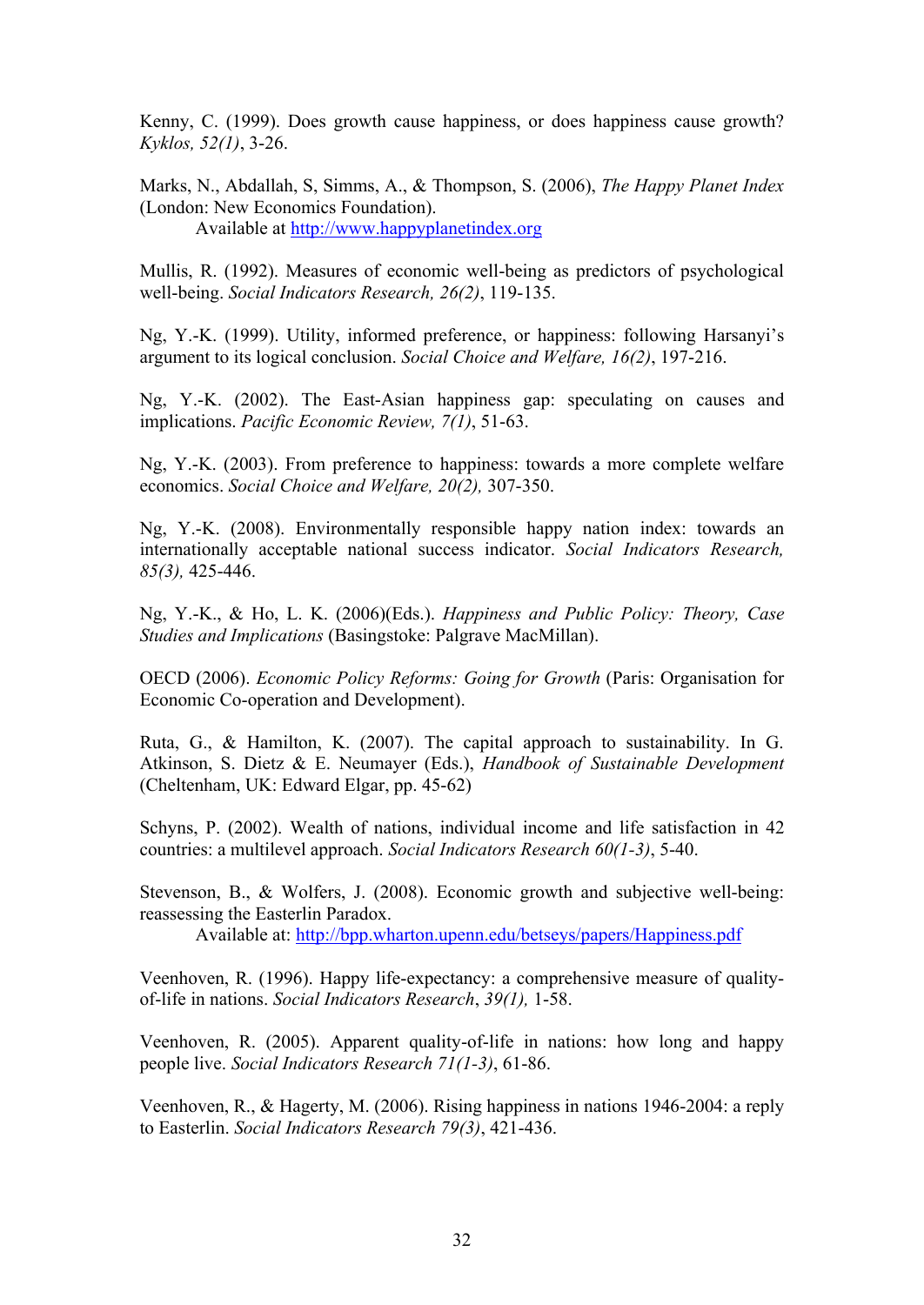Kenny, C. (1999). Does growth cause happiness, or does happiness cause growth? *Kyklos, 52(1)*, 3-26.

Marks, N., Abdallah, S, Simms, A., & Thompson, S. (2006), *The Happy Planet Index* (London: New Economics Foundation).
Available at http://www.happyplanetindex.org

Mullis, R. (1992). Measures of economic well-being as predictors of psychological well-being. *Social Indicators Research, 26(2)*, 119-135.

Ng, Y.-K. (1999). Utility, informed preference, or happiness: following Harsanyi's argument to its logical conclusion. *Social Choice and Welfare, 16(2)*, 197-216.

Ng, Y.-K. (2002). The East-Asian happiness gap: speculating on causes and implications. *Pacific Economic Review, 7(1)*, 51-63.

Ng, Y.-K. (2003). From preference to happiness: towards a more complete welfare economics. *Social Choice and Welfare, 20(2),* 307-350.

Ng, Y.-K. (2008). Environmentally responsible happy nation index: towards an internationally acceptable national success indicator. *Social Indicators Research, 85(3),* 425-446.

Ng, Y.-K., & Ho, L. K. (2006)(Eds.). *Happiness and Public Policy: Theory, Case Studies and Implications* (Basingstoke: Palgrave MacMillan).

OECD (2006). *Economic Policy Reforms: Going for Growth* (Paris: Organisation for Economic Co-operation and Development).

Ruta, G., & Hamilton, K. (2007). The capital approach to sustainability. In G. Atkinson, S. Dietz & E. Neumayer (Eds.), *Handbook of Sustainable Development* (Cheltenham, UK: Edward Elgar, pp. 45-62)

Schyns, P. (2002). Wealth of nations, individual income and life satisfaction in 42 countries: a multilevel approach. *Social Indicators Research 60(1-3)*, 5-40.

Stevenson, B., & Wolfers, J. (2008). Economic growth and subjective well-being: reassessing the Easterlin Paradox.
Available at: http://bpp.wharton.upenn.edu/betseys/papers/Happiness.pdf

Veenhoven, R. (1996). Happy life-expectancy: a comprehensive measure of quality-of-life in nations. *Social Indicators Research*, *39(1),* 1-58.

Veenhoven, R. (2005). Apparent quality-of-life in nations: how long and happy people live. *Social Indicators Research 71(1-3)*, 61-86.

Veenhoven, R., & Hagerty, M. (2006). Rising happiness in nations 1946-2004: a reply to Easterlin. *Social Indicators Research 79(3)*, 421-436.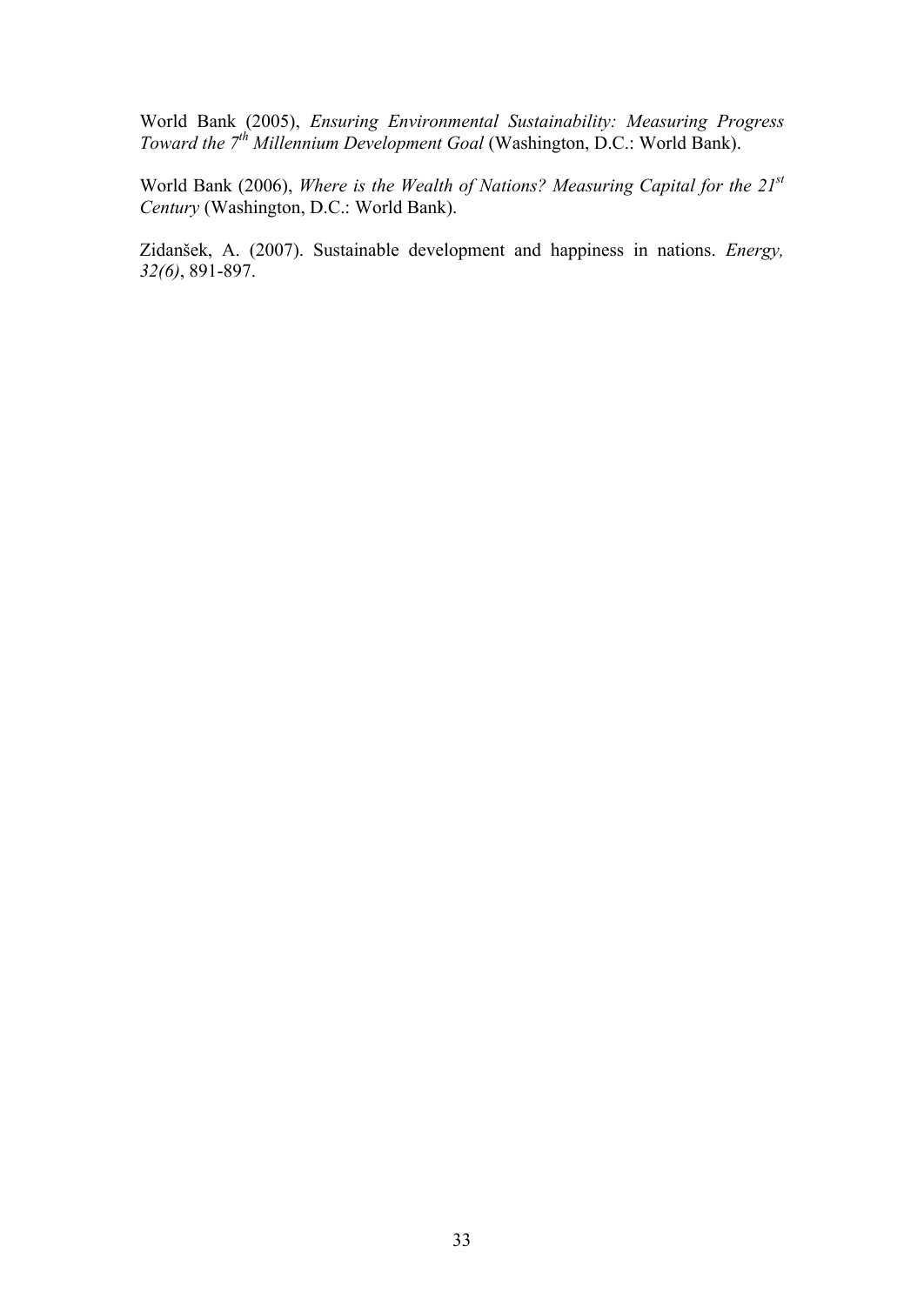World Bank (2005), *Ensuring Environmental Sustainability: Measuring Progress Toward the 7$^{th}$ Millennium Development Goal* (Washington, D.C.: World Bank).

World Bank (2006), *Where is the Wealth of Nations? Measuring Capital for the 21$^{st}$ Century* (Washington, D.C.: World Bank).

Zidanšek, A. (2007). Sustainable development and happiness in nations. *Energy, 32(6)*, 891-897.